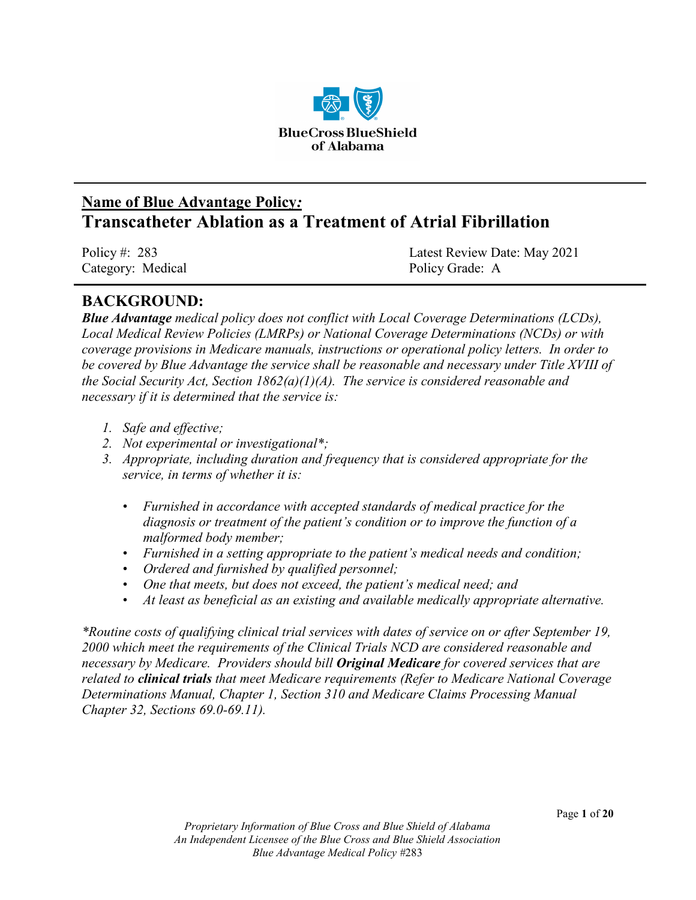## Name of Blue Advantage Policy*:*

# Transcatheter Ablation as a Treatment of Atrial Fibrillation

Policy #: 283 Latest Review Date: May 2021
Category: Medical Policy Grade: A

## BACKGROUND:

***Blue Advantage** medical policy does not conflict with Local Coverage Determinations (LCDs), Local Medical Review Policies (LMRPs) or National Coverage Determinations (NCDs) or with coverage provisions in Medicare manuals, instructions or operational policy letters. In order to be covered by Blue Advantage the service shall be reasonable and necessary under Title XVIII of the Social Security Act, Section 1862(a)(1)(A). The service is considered reasonable and necessary if it is determined that the service is:*

1. *Safe and effective;*
2. *Not experimental or investigational*;*
3. *Appropriate, including duration and frequency that is considered appropriate for the service, in terms of whether it is:*
   - *Furnished in accordance with accepted standards of medical practice for the diagnosis or treatment of the patient's condition or to improve the function of a malformed body member;*
   - *Furnished in a setting appropriate to the patient's medical needs and condition;*
   - *Ordered and furnished by qualified personnel;*
   - *One that meets, but does not exceed, the patient's medical need; and*
   - *At least as beneficial as an existing and available medically appropriate alternative.*

**Routine costs of qualifying clinical trial services with dates of service on or after September 19, 2000 which meet the requirements of the Clinical Trials NCD are considered reasonable and necessary by Medicare. Providers should bill **Original Medicare** for covered services that are related to **clinical trials** that meet Medicare requirements (Refer to Medicare National Coverage Determinations Manual, Chapter 1, Section 310 and Medicare Claims Processing Manual Chapter 32, Sections 69.0-69.11).*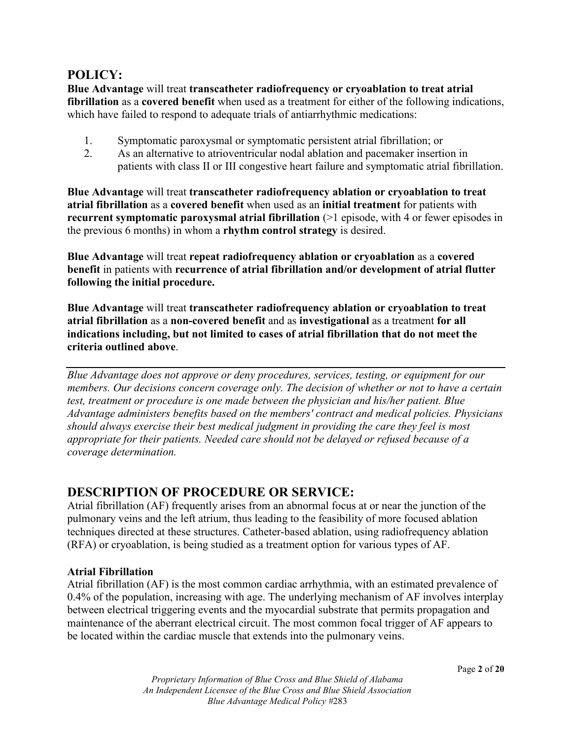## POLICY:

**Blue Advantage** will treat **transcatheter radiofrequency or cryoablation to treat atrial fibrillation** as a **covered benefit** when used as a treatment for either of the following indications, which have failed to respond to adequate trials of antiarrhythmic medications:

1. Symptomatic paroxysmal or symptomatic persistent atrial fibrillation; or
2. As an alternative to atrioventricular nodal ablation and pacemaker insertion in patients with class II or III congestive heart failure and symptomatic atrial fibrillation.

**Blue Advantage** will treat **transcatheter radiofrequency ablation or cryoablation to treat atrial fibrillation** as a **covered benefit** when used as an **initial treatment** for patients with **recurrent symptomatic paroxysmal atrial fibrillation** (>1 episode, with 4 or fewer episodes in the previous 6 months) in whom a **rhythm control strategy** is desired.

**Blue Advantage** will treat **repeat radiofrequency ablation or cryoablation** as a **covered benefit** in patients with **recurrence of atrial fibrillation and/or development of atrial flutter following the initial procedure.**

**Blue Advantage** will treat **transcatheter radiofrequency ablation or cryoablation to treat atrial fibrillation** as a **non-covered benefit** and as **investigational** as a treatment **for all indications including, but not limited to cases of atrial fibrillation that do not meet the criteria outlined above**.

---

*Blue Advantage does not approve or deny procedures, services, testing, or equipment for our members. Our decisions concern coverage only. The decision of whether or not to have a certain test, treatment or procedure is one made between the physician and his/her patient. Blue Advantage administers benefits based on the members' contract and medical policies. Physicians should always exercise their best medical judgment in providing the care they feel is most appropriate for their patients. Needed care should not be delayed or refused because of a coverage determination.*

## DESCRIPTION OF PROCEDURE OR SERVICE:

Atrial fibrillation (AF) frequently arises from an abnormal focus at or near the junction of the pulmonary veins and the left atrium, thus leading to the feasibility of more focused ablation techniques directed at these structures. Catheter-based ablation, using radiofrequency ablation (RFA) or cryoablation, is being studied as a treatment option for various types of AF.

### Atrial Fibrillation

Atrial fibrillation (AF) is the most common cardiac arrhythmia, with an estimated prevalence of 0.4% of the population, increasing with age. The underlying mechanism of AF involves interplay between electrical triggering events and the myocardial substrate that permits propagation and maintenance of the aberrant electrical circuit. The most common focal trigger of AF appears to be located within the cardiac muscle that extends into the pulmonary veins.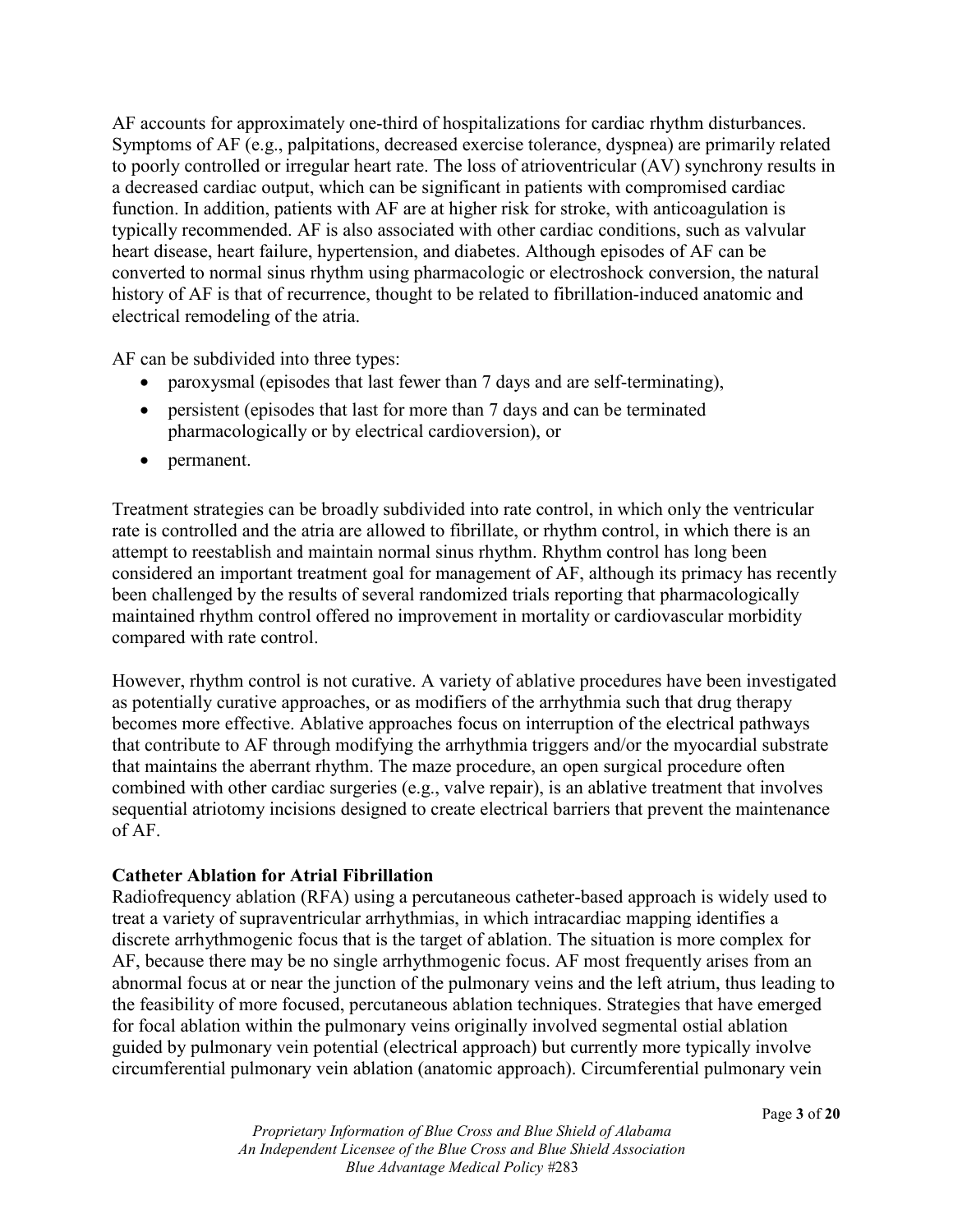AF accounts for approximately one-third of hospitalizations for cardiac rhythm disturbances. Symptoms of AF (e.g., palpitations, decreased exercise tolerance, dyspnea) are primarily related to poorly controlled or irregular heart rate. The loss of atrioventricular (AV) synchrony results in a decreased cardiac output, which can be significant in patients with compromised cardiac function. In addition, patients with AF are at higher risk for stroke, with anticoagulation is typically recommended. AF is also associated with other cardiac conditions, such as valvular heart disease, heart failure, hypertension, and diabetes. Although episodes of AF can be converted to normal sinus rhythm using pharmacologic or electroshock conversion, the natural history of AF is that of recurrence, thought to be related to fibrillation-induced anatomic and electrical remodeling of the atria.

AF can be subdivided into three types:

- paroxysmal (episodes that last fewer than 7 days and are self-terminating),
- persistent (episodes that last for more than 7 days and can be terminated pharmacologically or by electrical cardioversion), or
- permanent.

Treatment strategies can be broadly subdivided into rate control, in which only the ventricular rate is controlled and the atria are allowed to fibrillate, or rhythm control, in which there is an attempt to reestablish and maintain normal sinus rhythm. Rhythm control has long been considered an important treatment goal for management of AF, although its primacy has recently been challenged by the results of several randomized trials reporting that pharmacologically maintained rhythm control offered no improvement in mortality or cardiovascular morbidity compared with rate control.

However, rhythm control is not curative. A variety of ablative procedures have been investigated as potentially curative approaches, or as modifiers of the arrhythmia such that drug therapy becomes more effective. Ablative approaches focus on interruption of the electrical pathways that contribute to AF through modifying the arrhythmia triggers and/or the myocardial substrate that maintains the aberrant rhythm. The maze procedure, an open surgical procedure often combined with other cardiac surgeries (e.g., valve repair), is an ablative treatment that involves sequential atriotomy incisions designed to create electrical barriers that prevent the maintenance of AF.

**Catheter Ablation for Atrial Fibrillation**

Radiofrequency ablation (RFA) using a percutaneous catheter-based approach is widely used to treat a variety of supraventricular arrhythmias, in which intracardiac mapping identifies a discrete arrhythmogenic focus that is the target of ablation. The situation is more complex for AF, because there may be no single arrhythmogenic focus. AF most frequently arises from an abnormal focus at or near the junction of the pulmonary veins and the left atrium, thus leading to the feasibility of more focused, percutaneous ablation techniques. Strategies that have emerged for focal ablation within the pulmonary veins originally involved segmental ostial ablation guided by pulmonary vein potential (electrical approach) but currently more typically involve circumferential pulmonary vein ablation (anatomic approach). Circumferential pulmonary vein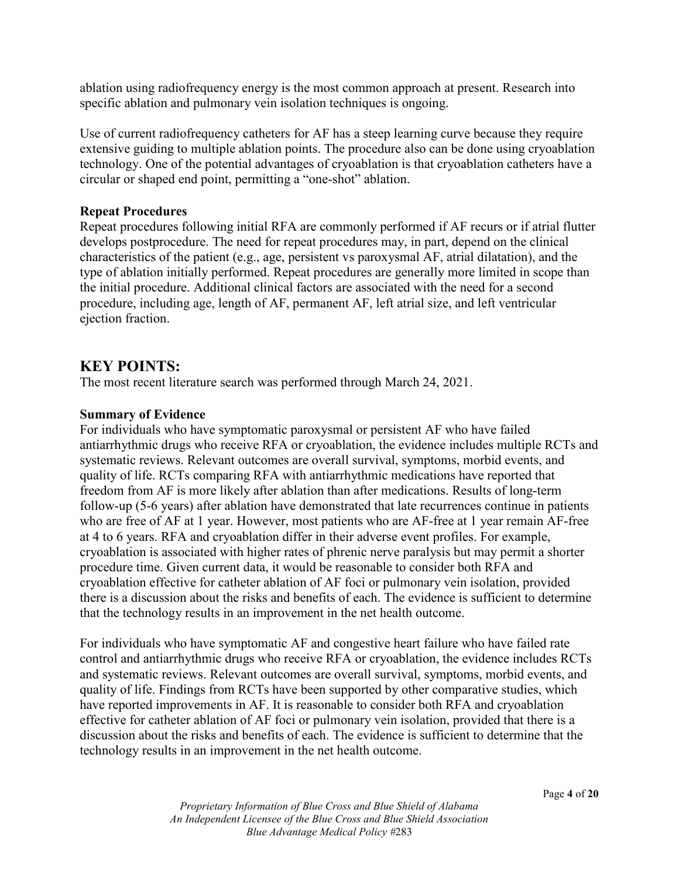ablation using radiofrequency energy is the most common approach at present. Research into specific ablation and pulmonary vein isolation techniques is ongoing.

Use of current radiofrequency catheters for AF has a steep learning curve because they require extensive guiding to multiple ablation points. The procedure also can be done using cryoablation technology. One of the potential advantages of cryoablation is that cryoablation catheters have a circular or shaped end point, permitting a "one-shot" ablation.

**Repeat Procedures**

Repeat procedures following initial RFA are commonly performed if AF recurs or if atrial flutter develops postprocedure. The need for repeat procedures may, in part, depend on the clinical characteristics of the patient (e.g., age, persistent vs paroxysmal AF, atrial dilatation), and the type of ablation initially performed. Repeat procedures are generally more limited in scope than the initial procedure. Additional clinical factors are associated with the need for a second procedure, including age, length of AF, permanent AF, left atrial size, and left ventricular ejection fraction.

## KEY POINTS:

The most recent literature search was performed through March 24, 2021.

**Summary of Evidence**

For individuals who have symptomatic paroxysmal or persistent AF who have failed antiarrhythmic drugs who receive RFA or cryoablation, the evidence includes multiple RCTs and systematic reviews. Relevant outcomes are overall survival, symptoms, morbid events, and quality of life. RCTs comparing RFA with antiarrhythmic medications have reported that freedom from AF is more likely after ablation than after medications. Results of long-term follow-up (5-6 years) after ablation have demonstrated that late recurrences continue in patients who are free of AF at 1 year. However, most patients who are AF-free at 1 year remain AF-free at 4 to 6 years. RFA and cryoablation differ in their adverse event profiles. For example, cryoablation is associated with higher rates of phrenic nerve paralysis but may permit a shorter procedure time. Given current data, it would be reasonable to consider both RFA and cryoablation effective for catheter ablation of AF foci or pulmonary vein isolation, provided there is a discussion about the risks and benefits of each. The evidence is sufficient to determine that the technology results in an improvement in the net health outcome.

For individuals who have symptomatic AF and congestive heart failure who have failed rate control and antiarrhythmic drugs who receive RFA or cryoablation, the evidence includes RCTs and systematic reviews. Relevant outcomes are overall survival, symptoms, morbid events, and quality of life. Findings from RCTs have been supported by other comparative studies, which have reported improvements in AF. It is reasonable to consider both RFA and cryoablation effective for catheter ablation of AF foci or pulmonary vein isolation, provided that there is a discussion about the risks and benefits of each. The evidence is sufficient to determine that the technology results in an improvement in the net health outcome.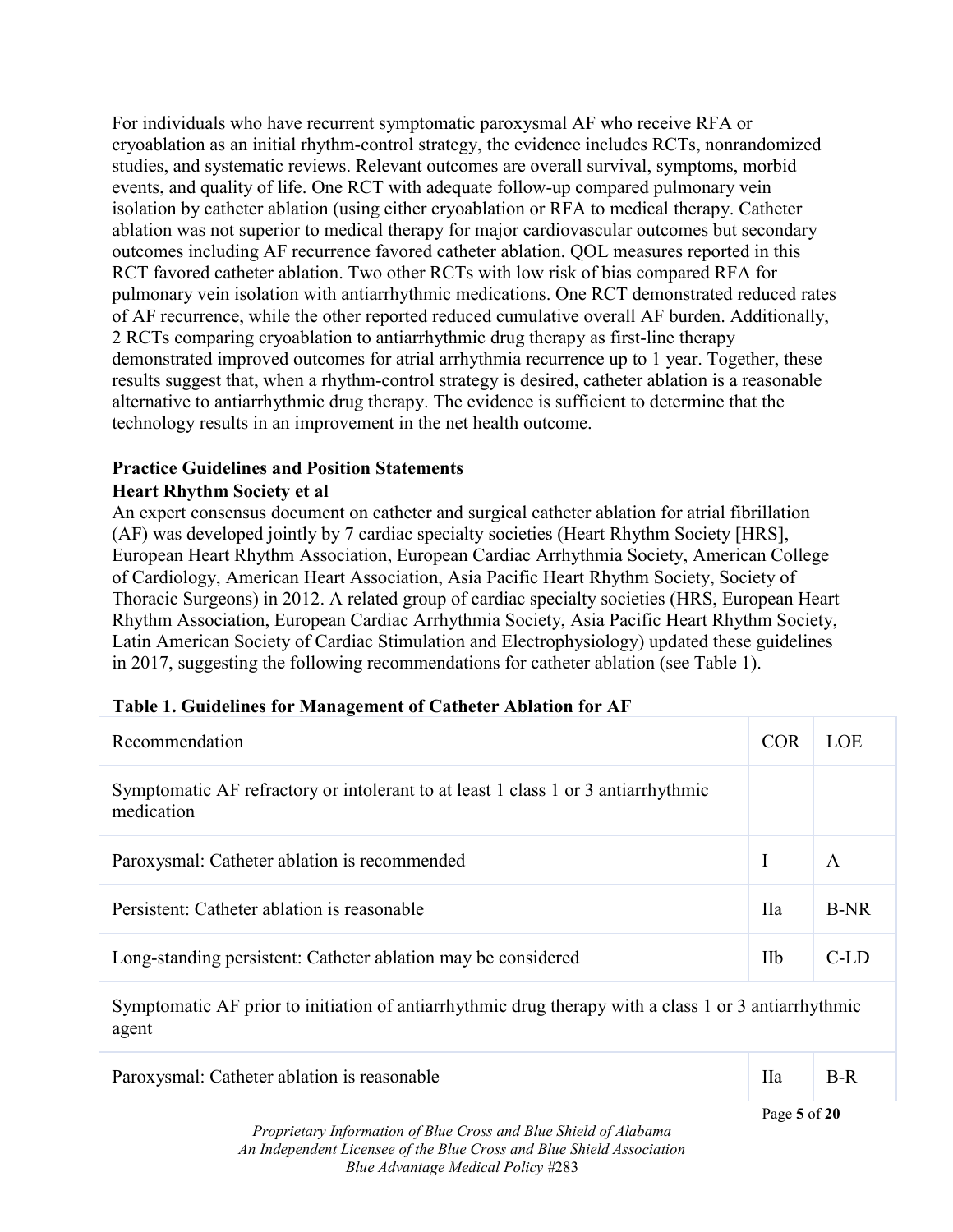For individuals who have recurrent symptomatic paroxysmal AF who receive RFA or cryoablation as an initial rhythm-control strategy, the evidence includes RCTs, nonrandomized studies, and systematic reviews. Relevant outcomes are overall survival, symptoms, morbid events, and quality of life. One RCT with adequate follow-up compared pulmonary vein isolation by catheter ablation (using either cryoablation or RFA to medical therapy. Catheter ablation was not superior to medical therapy for major cardiovascular outcomes but secondary outcomes including AF recurrence favored catheter ablation. QOL measures reported in this RCT favored catheter ablation. Two other RCTs with low risk of bias compared RFA for pulmonary vein isolation with antiarrhythmic medications. One RCT demonstrated reduced rates of AF recurrence, while the other reported reduced cumulative overall AF burden. Additionally, 2 RCTs comparing cryoablation to antiarrhythmic drug therapy as first-line therapy demonstrated improved outcomes for atrial arrhythmia recurrence up to 1 year. Together, these results suggest that, when a rhythm-control strategy is desired, catheter ablation is a reasonable alternative to antiarrhythmic drug therapy. The evidence is sufficient to determine that the technology results in an improvement in the net health outcome.

## Practice Guidelines and Position Statements

### Heart Rhythm Society et al

An expert consensus document on catheter and surgical catheter ablation for atrial fibrillation (AF) was developed jointly by 7 cardiac specialty societies (Heart Rhythm Society [HRS], European Heart Rhythm Association, European Cardiac Arrhythmia Society, American College of Cardiology, American Heart Association, Asia Pacific Heart Rhythm Society, Society of Thoracic Surgeons) in 2012. A related group of cardiac specialty societies (HRS, European Heart Rhythm Association, European Cardiac Arrhythmia Society, Asia Pacific Heart Rhythm Society, Latin American Society of Cardiac Stimulation and Electrophysiology) updated these guidelines in 2017, suggesting the following recommendations for catheter ablation (see Table 1).

**Table 1. Guidelines for Management of Catheter Ablation for AF**

| Recommendation | COR | LOE |
| --- | --- | --- |
| Symptomatic AF refractory or intolerant to at least 1 class 1 or 3 antiarrhythmic medication | | |
| Paroxysmal: Catheter ablation is recommended | I | A |
| Persistent: Catheter ablation is reasonable | IIa | B-NR |
| Long-standing persistent: Catheter ablation may be considered | IIb | C-LD |
| Symptomatic AF prior to initiation of antiarrhythmic drug therapy with a class 1 or 3 antiarrhythmic agent | | |
| Paroxysmal: Catheter ablation is reasonable | IIa | B-R |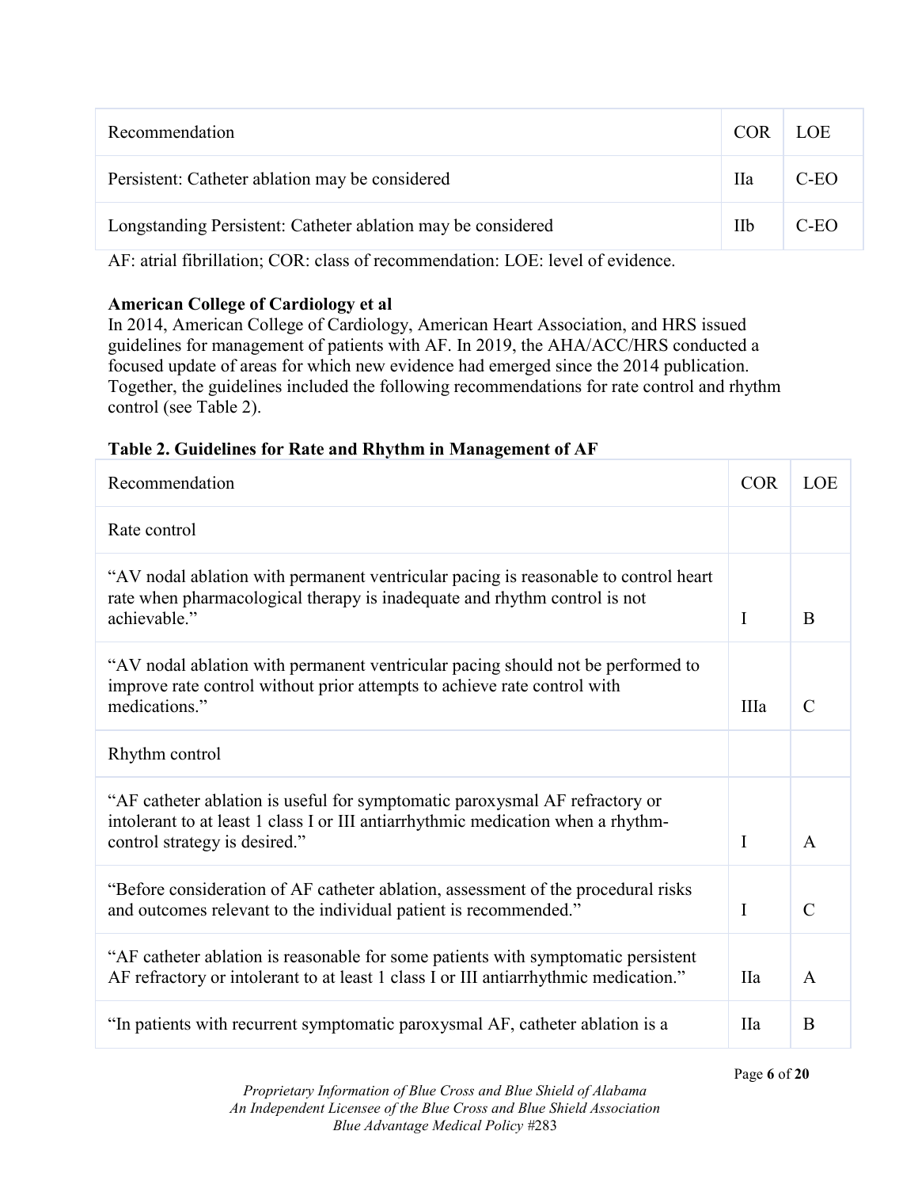| Recommendation | COR | LOE |
|---|---|---|
| Persistent: Catheter ablation may be considered | IIa | C-EO |
| Longstanding Persistent: Catheter ablation may be considered | IIb | C-EO |

AF: atrial fibrillation; COR: class of recommendation: LOE: level of evidence.

**American College of Cardiology et al**

In 2014, American College of Cardiology, American Heart Association, and HRS issued guidelines for management of patients with AF. In 2019, the AHA/ACC/HRS conducted a focused update of areas for which new evidence had emerged since the 2014 publication. Together, the guidelines included the following recommendations for rate control and rhythm control (see Table 2).

**Table 2. Guidelines for Rate and Rhythm in Management of AF**

| Recommendation | COR | LOE |
|---|---|---|
| Rate control | | |
| "AV nodal ablation with permanent ventricular pacing is reasonable to control heart rate when pharmacological therapy is inadequate and rhythm control is not achievable." | I | B |
| "AV nodal ablation with permanent ventricular pacing should not be performed to improve rate control without prior attempts to achieve rate control with medications." | IIIa | C |
| Rhythm control | | |
| "AF catheter ablation is useful for symptomatic paroxysmal AF refractory or intolerant to at least 1 class I or III antiarrhythmic medication when a rhythm-control strategy is desired." | I | A |
| "Before consideration of AF catheter ablation, assessment of the procedural risks and outcomes relevant to the individual patient is recommended." | I | C |
| "AF catheter ablation is reasonable for some patients with symptomatic persistent AF refractory or intolerant to at least 1 class I or III antiarrhythmic medication." | IIa | A |
| "In patients with recurrent symptomatic paroxysmal AF, catheter ablation is a | IIa | B |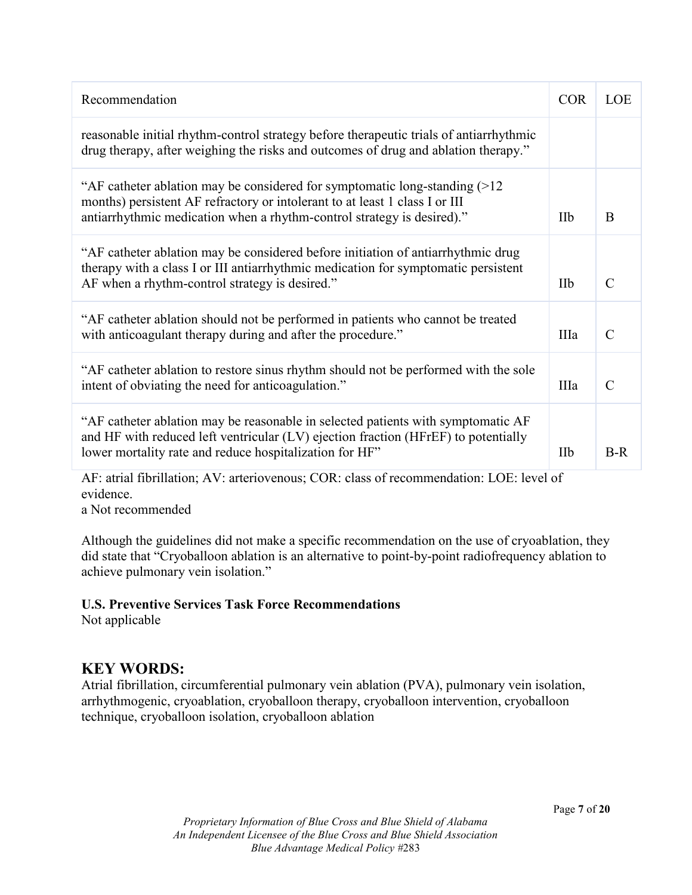| Recommendation | COR | LOE |
|---|---|---|
| reasonable initial rhythm-control strategy before therapeutic trials of antiarrhythmic drug therapy, after weighing the risks and outcomes of drug and ablation therapy." | | |
| "AF catheter ablation may be considered for symptomatic long-standing (>12 months) persistent AF refractory or intolerant to at least 1 class I or III antiarrhythmic medication when a rhythm-control strategy is desired)." | IIb | B |
| "AF catheter ablation may be considered before initiation of antiarrhythmic drug therapy with a class I or III antiarrhythmic medication for symptomatic persistent AF when a rhythm-control strategy is desired." | IIb | C |
| "AF catheter ablation should not be performed in patients who cannot be treated with anticoagulant therapy during and after the procedure." | IIIa | C |
| "AF catheter ablation to restore sinus rhythm should not be performed with the sole intent of obviating the need for anticoagulation." | IIIa | C |
| "AF catheter ablation may be reasonable in selected patients with symptomatic AF and HF with reduced left ventricular (LV) ejection fraction (HFrEF) to potentially lower mortality rate and reduce hospitalization for HF" | IIb | B-R |

AF: atrial fibrillation; AV: arteriovenous; COR: class of recommendation: LOE: level of evidence.
a Not recommended

Although the guidelines did not make a specific recommendation on the use of cryoablation, they did state that "Cryoballoon ablation is an alternative to point-by-point radiofrequency ablation to achieve pulmonary vein isolation."

**U.S. Preventive Services Task Force Recommendations**
Not applicable

## KEY WORDS:

Atrial fibrillation, circumferential pulmonary vein ablation (PVA), pulmonary vein isolation, arrhythmogenic, cryoablation, cryoballoon therapy, cryoballoon intervention, cryoballoon technique, cryoballoon isolation, cryoballoon ablation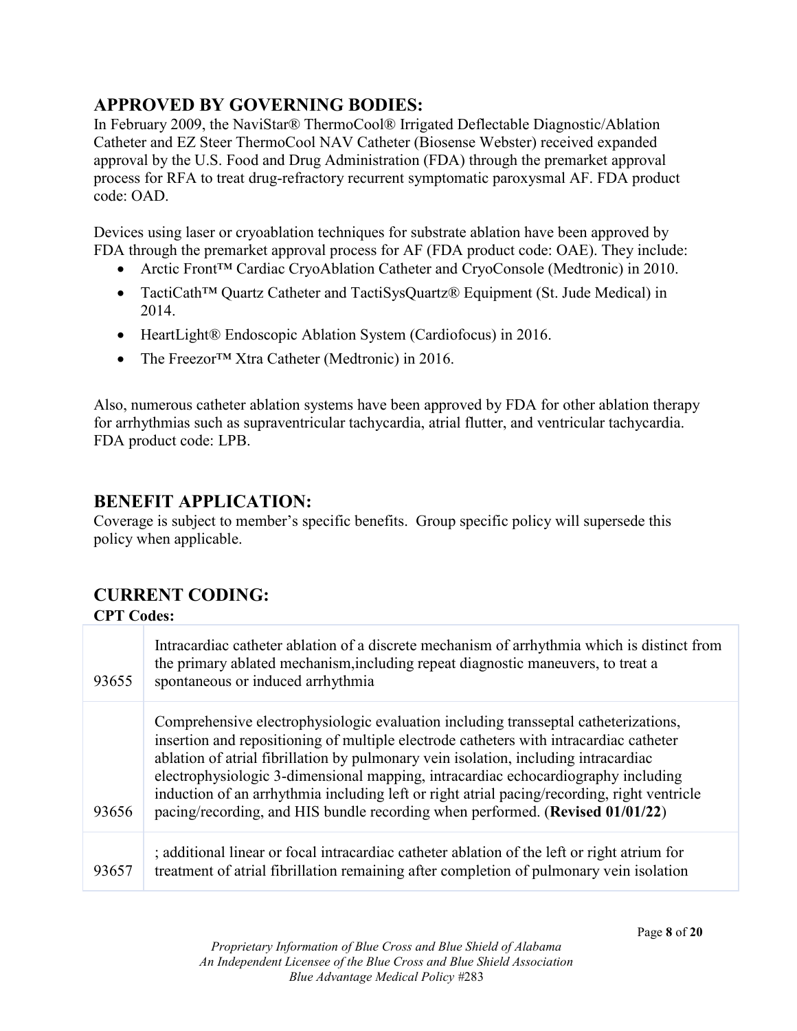## APPROVED BY GOVERNING BODIES:

In February 2009, the NaviStar® ThermoCool® Irrigated Deflectable Diagnostic/Ablation Catheter and EZ Steer ThermoCool NAV Catheter (Biosense Webster) received expanded approval by the U.S. Food and Drug Administration (FDA) through the premarket approval process for RFA to treat drug-refractory recurrent symptomatic paroxysmal AF. FDA product code: OAD.

Devices using laser or cryoablation techniques for substrate ablation have been approved by FDA through the premarket approval process for AF (FDA product code: OAE). They include:

- Arctic Front™ Cardiac CryoAblation Catheter and CryoConsole (Medtronic) in 2010.
- TactiCath™ Quartz Catheter and TactiSysQuartz® Equipment (St. Jude Medical) in 2014.
- HeartLight® Endoscopic Ablation System (Cardiofocus) in 2016.
- The Freezor™ Xtra Catheter (Medtronic) in 2016.

Also, numerous catheter ablation systems have been approved by FDA for other ablation therapy for arrhythmias such as supraventricular tachycardia, atrial flutter, and ventricular tachycardia. FDA product code: LPB.

## BENEFIT APPLICATION:

Coverage is subject to member's specific benefits. Group specific policy will supersede this policy when applicable.

## CURRENT CODING:

**CPT Codes:**

| | |
|---|---|
| 93655 | Intracardiac catheter ablation of a discrete mechanism of arrhythmia which is distinct from the primary ablated mechanism,including repeat diagnostic maneuvers, to treat a spontaneous or induced arrhythmia |
| 93656 | Comprehensive electrophysiologic evaluation including transseptal catheterizations, insertion and repositioning of multiple electrode catheters with intracardiac catheter ablation of atrial fibrillation by pulmonary vein isolation, including intracardiac electrophysiologic 3-dimensional mapping, intracardiac echocardiography including induction of an arrhythmia including left or right atrial pacing/recording, right ventricle pacing/recording, and HIS bundle recording when performed. (**Revised 01/01/22**) |
| 93657 | ; additional linear or focal intracardiac catheter ablation of the left or right atrium for treatment of atrial fibrillation remaining after completion of pulmonary vein isolation |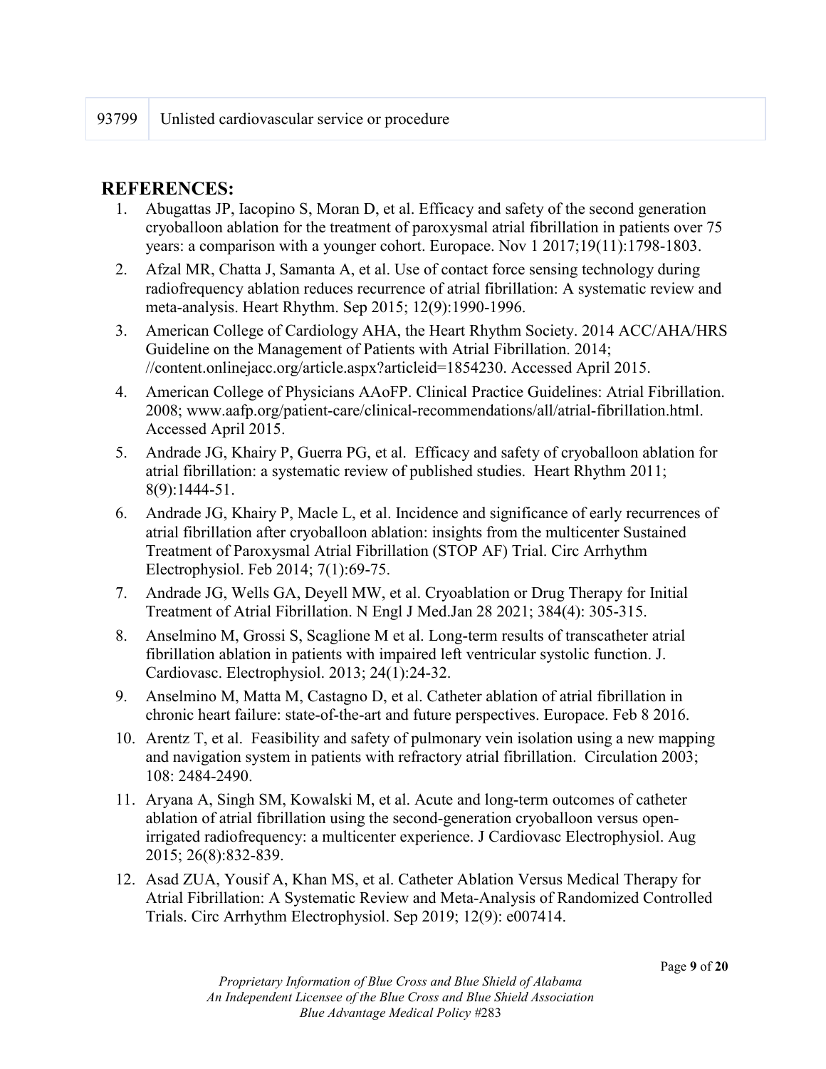| 93799 | Unlisted cardiovascular service or procedure |
|---|---|

## REFERENCES:

1. Abugattas JP, Iacopino S, Moran D, et al. Efficacy and safety of the second generation cryoballoon ablation for the treatment of paroxysmal atrial fibrillation in patients over 75 years: a comparison with a younger cohort. Europace. Nov 1 2017;19(11):1798-1803.
2. Afzal MR, Chatta J, Samanta A, et al. Use of contact force sensing technology during radiofrequency ablation reduces recurrence of atrial fibrillation: A systematic review and meta-analysis. Heart Rhythm. Sep 2015; 12(9):1990-1996.
3. American College of Cardiology AHA, the Heart Rhythm Society. 2014 ACC/AHA/HRS Guideline on the Management of Patients with Atrial Fibrillation. 2014; //content.onlinejacc.org/article.aspx?articleid=1854230. Accessed April 2015.
4. American College of Physicians AAoFP. Clinical Practice Guidelines: Atrial Fibrillation. 2008; www.aafp.org/patient-care/clinical-recommendations/all/atrial-fibrillation.html. Accessed April 2015.
5. Andrade JG, Khairy P, Guerra PG, et al. Efficacy and safety of cryoballoon ablation for atrial fibrillation: a systematic review of published studies. Heart Rhythm 2011; 8(9):1444-51.
6. Andrade JG, Khairy P, Macle L, et al. Incidence and significance of early recurrences of atrial fibrillation after cryoballoon ablation: insights from the multicenter Sustained Treatment of Paroxysmal Atrial Fibrillation (STOP AF) Trial. Circ Arrhythm Electrophysiol. Feb 2014; 7(1):69-75.
7. Andrade JG, Wells GA, Deyell MW, et al. Cryoablation or Drug Therapy for Initial Treatment of Atrial Fibrillation. N Engl J Med.Jan 28 2021; 384(4): 305-315.
8. Anselmino M, Grossi S, Scaglione M et al. Long-term results of transcatheter atrial fibrillation ablation in patients with impaired left ventricular systolic function. J. Cardiovasc. Electrophysiol. 2013; 24(1):24-32.
9. Anselmino M, Matta M, Castagno D, et al. Catheter ablation of atrial fibrillation in chronic heart failure: state-of-the-art and future perspectives. Europace. Feb 8 2016.
10. Arentz T, et al. Feasibility and safety of pulmonary vein isolation using a new mapping and navigation system in patients with refractory atrial fibrillation. Circulation 2003; 108: 2484-2490.
11. Aryana A, Singh SM, Kowalski M, et al. Acute and long-term outcomes of catheter ablation of atrial fibrillation using the second-generation cryoballoon versus open-irrigated radiofrequency: a multicenter experience. J Cardiovasc Electrophysiol. Aug 2015; 26(8):832-839.
12. Asad ZUA, Yousif A, Khan MS, et al. Catheter Ablation Versus Medical Therapy for Atrial Fibrillation: A Systematic Review and Meta-Analysis of Randomized Controlled Trials. Circ Arrhythm Electrophysiol. Sep 2019; 12(9): e007414.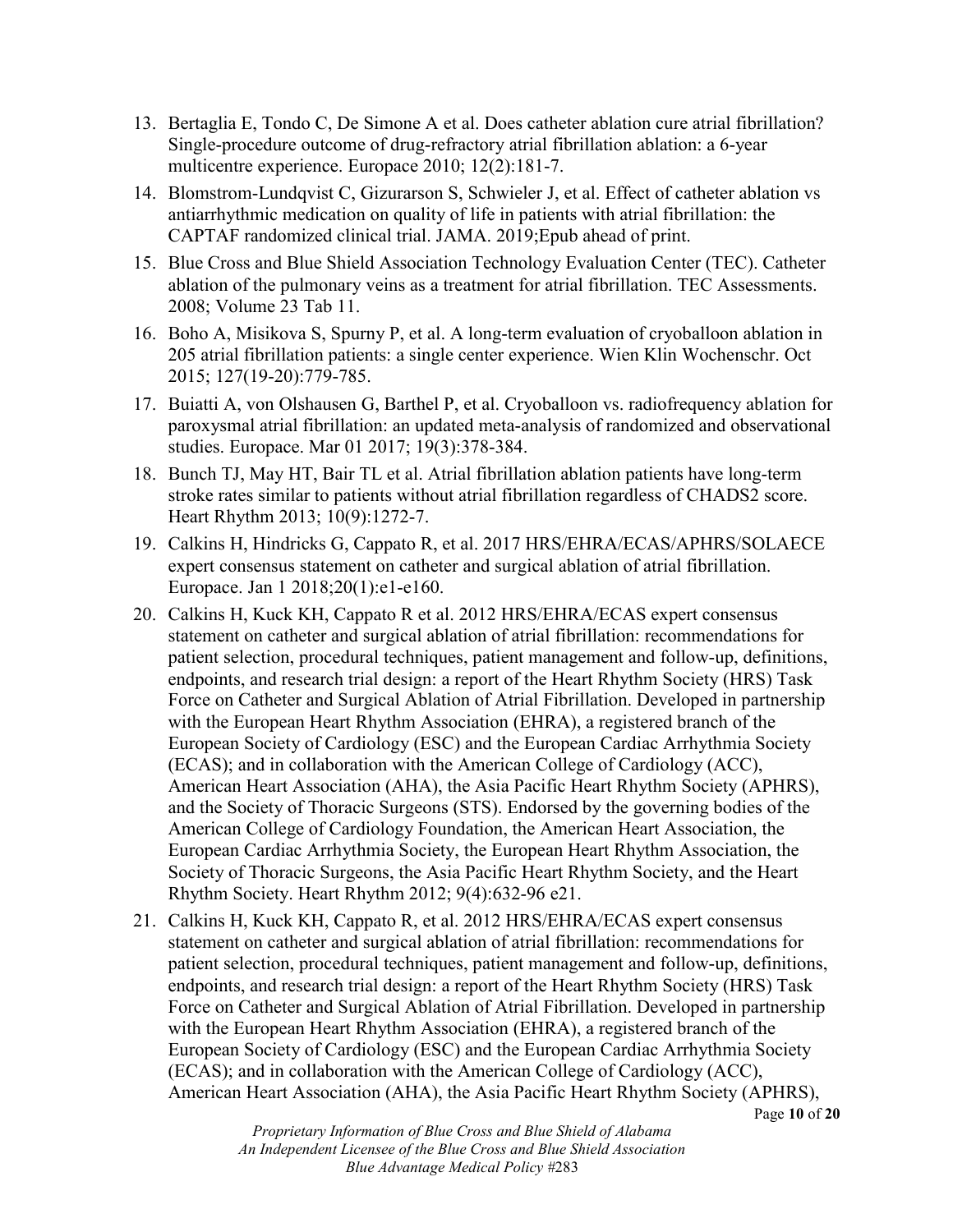13. Bertaglia E, Tondo C, De Simone A et al. Does catheter ablation cure atrial fibrillation? Single-procedure outcome of drug-refractory atrial fibrillation ablation: a 6-year multicentre experience. Europace 2010; 12(2):181-7.
14. Blomstrom-Lundqvist C, Gizurarson S, Schwieler J, et al. Effect of catheter ablation vs antiarrhythmic medication on quality of life in patients with atrial fibrillation: the CAPTAF randomized clinical trial. JAMA. 2019;Epub ahead of print.
15. Blue Cross and Blue Shield Association Technology Evaluation Center (TEC). Catheter ablation of the pulmonary veins as a treatment for atrial fibrillation. TEC Assessments. 2008; Volume 23 Tab 11.
16. Boho A, Misikova S, Spurny P, et al. A long-term evaluation of cryoballoon ablation in 205 atrial fibrillation patients: a single center experience. Wien Klin Wochenschr. Oct 2015; 127(19-20):779-785.
17. Buiatti A, von Olshausen G, Barthel P, et al. Cryoballoon vs. radiofrequency ablation for paroxysmal atrial fibrillation: an updated meta-analysis of randomized and observational studies. Europace. Mar 01 2017; 19(3):378-384.
18. Bunch TJ, May HT, Bair TL et al. Atrial fibrillation ablation patients have long-term stroke rates similar to patients without atrial fibrillation regardless of CHADS2 score. Heart Rhythm 2013; 10(9):1272-7.
19. Calkins H, Hindricks G, Cappato R, et al. 2017 HRS/EHRA/ECAS/APHRS/SOLAECE expert consensus statement on catheter and surgical ablation of atrial fibrillation. Europace. Jan 1 2018;20(1):e1-e160.
20. Calkins H, Kuck KH, Cappato R et al. 2012 HRS/EHRA/ECAS expert consensus statement on catheter and surgical ablation of atrial fibrillation: recommendations for patient selection, procedural techniques, patient management and follow-up, definitions, endpoints, and research trial design: a report of the Heart Rhythm Society (HRS) Task Force on Catheter and Surgical Ablation of Atrial Fibrillation. Developed in partnership with the European Heart Rhythm Association (EHRA), a registered branch of the European Society of Cardiology (ESC) and the European Cardiac Arrhythmia Society (ECAS); and in collaboration with the American College of Cardiology (ACC), American Heart Association (AHA), the Asia Pacific Heart Rhythm Society (APHRS), and the Society of Thoracic Surgeons (STS). Endorsed by the governing bodies of the American College of Cardiology Foundation, the American Heart Association, the European Cardiac Arrhythmia Society, the European Heart Rhythm Association, the Society of Thoracic Surgeons, the Asia Pacific Heart Rhythm Society, and the Heart Rhythm Society. Heart Rhythm 2012; 9(4):632-96 e21.
21. Calkins H, Kuck KH, Cappato R, et al. 2012 HRS/EHRA/ECAS expert consensus statement on catheter and surgical ablation of atrial fibrillation: recommendations for patient selection, procedural techniques, patient management and follow-up, definitions, endpoints, and research trial design: a report of the Heart Rhythm Society (HRS) Task Force on Catheter and Surgical Ablation of Atrial Fibrillation. Developed in partnership with the European Heart Rhythm Association (EHRA), a registered branch of the European Society of Cardiology (ESC) and the European Cardiac Arrhythmia Society (ECAS); and in collaboration with the American College of Cardiology (ACC), American Heart Association (AHA), the Asia Pacific Heart Rhythm Society (APHRS),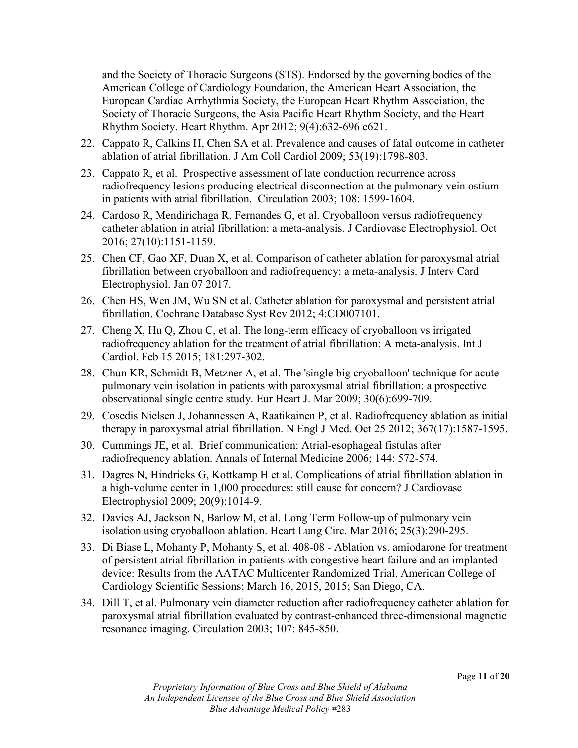and the Society of Thoracic Surgeons (STS). Endorsed by the governing bodies of the American College of Cardiology Foundation, the American Heart Association, the European Cardiac Arrhythmia Society, the European Heart Rhythm Association, the Society of Thoracic Surgeons, the Asia Pacific Heart Rhythm Society, and the Heart Rhythm Society. Heart Rhythm. Apr 2012; 9(4):632-696 e621.

22. Cappato R, Calkins H, Chen SA et al. Prevalence and causes of fatal outcome in catheter ablation of atrial fibrillation. J Am Coll Cardiol 2009; 53(19):1798-803.
23. Cappato R, et al. Prospective assessment of late conduction recurrence across radiofrequency lesions producing electrical disconnection at the pulmonary vein ostium in patients with atrial fibrillation. Circulation 2003; 108: 1599-1604.
24. Cardoso R, Mendirichaga R, Fernandes G, et al. Cryoballoon versus radiofrequency catheter ablation in atrial fibrillation: a meta-analysis. J Cardiovasc Electrophysiol. Oct 2016; 27(10):1151-1159.
25. Chen CF, Gao XF, Duan X, et al. Comparison of catheter ablation for paroxysmal atrial fibrillation between cryoballoon and radiofrequency: a meta-analysis. J Interv Card Electrophysiol. Jan 07 2017.
26. Chen HS, Wen JM, Wu SN et al. Catheter ablation for paroxysmal and persistent atrial fibrillation. Cochrane Database Syst Rev 2012; 4:CD007101.
27. Cheng X, Hu Q, Zhou C, et al. The long-term efficacy of cryoballoon vs irrigated radiofrequency ablation for the treatment of atrial fibrillation: A meta-analysis. Int J Cardiol. Feb 15 2015; 181:297-302.
28. Chun KR, Schmidt B, Metzner A, et al. The 'single big cryoballoon' technique for acute pulmonary vein isolation in patients with paroxysmal atrial fibrillation: a prospective observational single centre study. Eur Heart J. Mar 2009; 30(6):699-709.
29. Cosedis Nielsen J, Johannessen A, Raatikainen P, et al. Radiofrequency ablation as initial therapy in paroxysmal atrial fibrillation. N Engl J Med. Oct 25 2012; 367(17):1587-1595.
30. Cummings JE, et al. Brief communication: Atrial-esophageal fistulas after radiofrequency ablation. Annals of Internal Medicine 2006; 144: 572-574.
31. Dagres N, Hindricks G, Kottkamp H et al. Complications of atrial fibrillation ablation in a high-volume center in 1,000 procedures: still cause for concern? J Cardiovasc Electrophysiol 2009; 20(9):1014-9.
32. Davies AJ, Jackson N, Barlow M, et al. Long Term Follow-up of pulmonary vein isolation using cryoballoon ablation. Heart Lung Circ. Mar 2016; 25(3):290-295.
33. Di Biase L, Mohanty P, Mohanty S, et al. 408-08 - Ablation vs. amiodarone for treatment of persistent atrial fibrillation in patients with congestive heart failure and an implanted device: Results from the AATAC Multicenter Randomized Trial. American College of Cardiology Scientific Sessions; March 16, 2015, 2015; San Diego, CA.
34. Dill T, et al. Pulmonary vein diameter reduction after radiofrequency catheter ablation for paroxysmal atrial fibrillation evaluated by contrast-enhanced three-dimensional magnetic resonance imaging. Circulation 2003; 107: 845-850.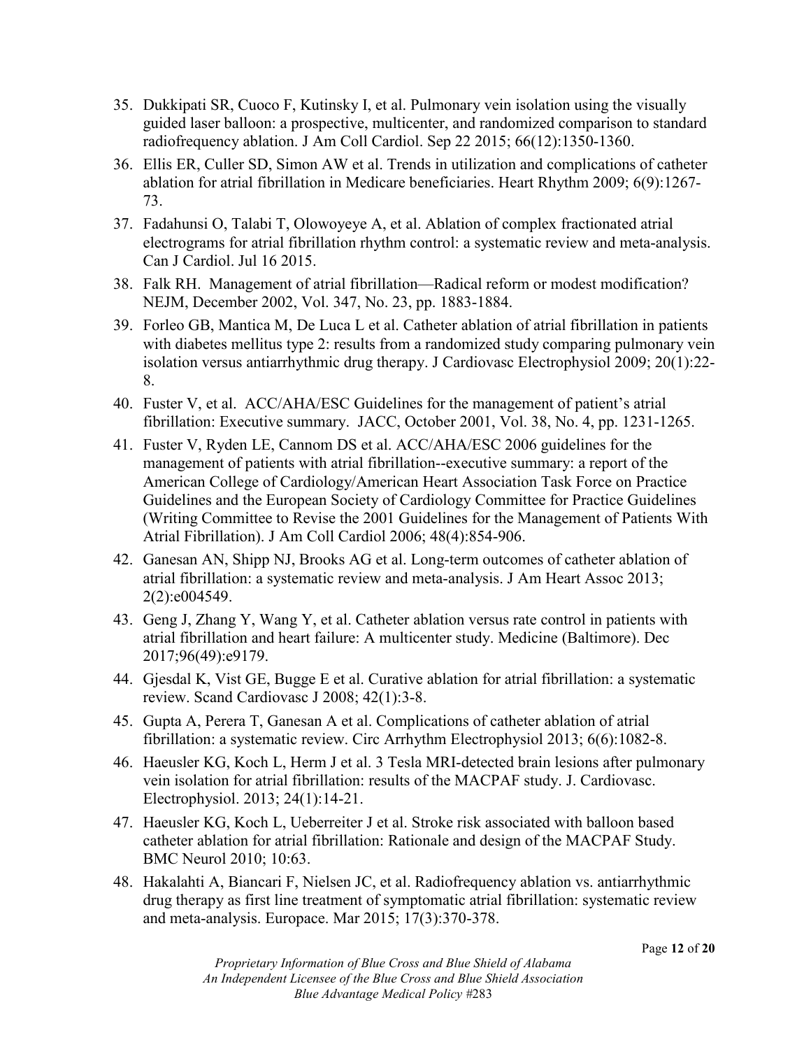35. Dukkipati SR, Cuoco F, Kutinsky I, et al. Pulmonary vein isolation using the visually guided laser balloon: a prospective, multicenter, and randomized comparison to standard radiofrequency ablation. J Am Coll Cardiol. Sep 22 2015; 66(12):1350-1360.
36. Ellis ER, Culler SD, Simon AW et al. Trends in utilization and complications of catheter ablation for atrial fibrillation in Medicare beneficiaries. Heart Rhythm 2009; 6(9):1267-73.
37. Fadahunsi O, Talabi T, Olowoyeye A, et al. Ablation of complex fractionated atrial electrograms for atrial fibrillation rhythm control: a systematic review and meta-analysis. Can J Cardiol. Jul 16 2015.
38. Falk RH. Management of atrial fibrillation—Radical reform or modest modification? NEJM, December 2002, Vol. 347, No. 23, pp. 1883-1884.
39. Forleo GB, Mantica M, De Luca L et al. Catheter ablation of atrial fibrillation in patients with diabetes mellitus type 2: results from a randomized study comparing pulmonary vein isolation versus antiarrhythmic drug therapy. J Cardiovasc Electrophysiol 2009; 20(1):22-8.
40. Fuster V, et al. ACC/AHA/ESC Guidelines for the management of patient's atrial fibrillation: Executive summary. JACC, October 2001, Vol. 38, No. 4, pp. 1231-1265.
41. Fuster V, Ryden LE, Cannom DS et al. ACC/AHA/ESC 2006 guidelines for the management of patients with atrial fibrillation--executive summary: a report of the American College of Cardiology/American Heart Association Task Force on Practice Guidelines and the European Society of Cardiology Committee for Practice Guidelines (Writing Committee to Revise the 2001 Guidelines for the Management of Patients With Atrial Fibrillation). J Am Coll Cardiol 2006; 48(4):854-906.
42. Ganesan AN, Shipp NJ, Brooks AG et al. Long-term outcomes of catheter ablation of atrial fibrillation: a systematic review and meta-analysis. J Am Heart Assoc 2013; 2(2):e004549.
43. Geng J, Zhang Y, Wang Y, et al. Catheter ablation versus rate control in patients with atrial fibrillation and heart failure: A multicenter study. Medicine (Baltimore). Dec 2017;96(49):e9179.
44. Gjesdal K, Vist GE, Bugge E et al. Curative ablation for atrial fibrillation: a systematic review. Scand Cardiovasc J 2008; 42(1):3-8.
45. Gupta A, Perera T, Ganesan A et al. Complications of catheter ablation of atrial fibrillation: a systematic review. Circ Arrhythm Electrophysiol 2013; 6(6):1082-8.
46. Haeusler KG, Koch L, Herm J et al. 3 Tesla MRI-detected brain lesions after pulmonary vein isolation for atrial fibrillation: results of the MACPAF study. J. Cardiovasc. Electrophysiol. 2013; 24(1):14-21.
47. Haeusler KG, Koch L, Ueberreiter J et al. Stroke risk associated with balloon based catheter ablation for atrial fibrillation: Rationale and design of the MACPAF Study. BMC Neurol 2010; 10:63.
48. Hakalahti A, Biancari F, Nielsen JC, et al. Radiofrequency ablation vs. antiarrhythmic drug therapy as first line treatment of symptomatic atrial fibrillation: systematic review and meta-analysis. Europace. Mar 2015; 17(3):370-378.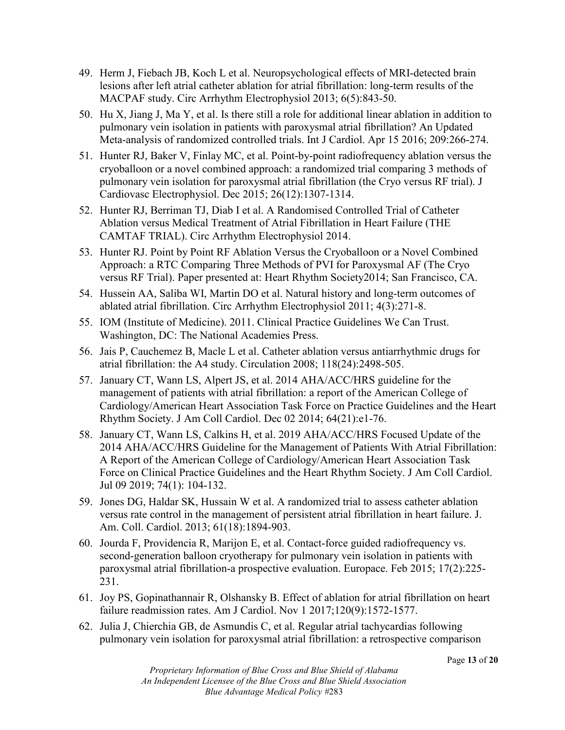49. Herm J, Fiebach JB, Koch L et al. Neuropsychological effects of MRI-detected brain lesions after left atrial catheter ablation for atrial fibrillation: long-term results of the MACPAF study. Circ Arrhythm Electrophysiol 2013; 6(5):843-50.
50. Hu X, Jiang J, Ma Y, et al. Is there still a role for additional linear ablation in addition to pulmonary vein isolation in patients with paroxysmal atrial fibrillation? An Updated Meta-analysis of randomized controlled trials. Int J Cardiol. Apr 15 2016; 209:266-274.
51. Hunter RJ, Baker V, Finlay MC, et al. Point-by-point radiofrequency ablation versus the cryoballoon or a novel combined approach: a randomized trial comparing 3 methods of pulmonary vein isolation for paroxysmal atrial fibrillation (the Cryo versus RF trial). J Cardiovasc Electrophysiol. Dec 2015; 26(12):1307-1314.
52. Hunter RJ, Berriman TJ, Diab I et al. A Randomised Controlled Trial of Catheter Ablation versus Medical Treatment of Atrial Fibrillation in Heart Failure (THE CAMTAF TRIAL). Circ Arrhythm Electrophysiol 2014.
53. Hunter RJ. Point by Point RF Ablation Versus the Cryoballoon or a Novel Combined Approach: a RTC Comparing Three Methods of PVI for Paroxysmal AF (The Cryo versus RF Trial). Paper presented at: Heart Rhythm Society2014; San Francisco, CA.
54. Hussein AA, Saliba WI, Martin DO et al. Natural history and long-term outcomes of ablated atrial fibrillation. Circ Arrhythm Electrophysiol 2011; 4(3):271-8.
55. IOM (Institute of Medicine). 2011. Clinical Practice Guidelines We Can Trust. Washington, DC: The National Academies Press.
56. Jais P, Cauchemez B, Macle L et al. Catheter ablation versus antiarrhythmic drugs for atrial fibrillation: the A4 study. Circulation 2008; 118(24):2498-505.
57. January CT, Wann LS, Alpert JS, et al. 2014 AHA/ACC/HRS guideline for the management of patients with atrial fibrillation: a report of the American College of Cardiology/American Heart Association Task Force on Practice Guidelines and the Heart Rhythm Society. J Am Coll Cardiol. Dec 02 2014; 64(21):e1-76.
58. January CT, Wann LS, Calkins H, et al. 2019 AHA/ACC/HRS Focused Update of the 2014 AHA/ACC/HRS Guideline for the Management of Patients With Atrial Fibrillation: A Report of the American College of Cardiology/American Heart Association Task Force on Clinical Practice Guidelines and the Heart Rhythm Society. J Am Coll Cardiol. Jul 09 2019; 74(1): 104-132.
59. Jones DG, Haldar SK, Hussain W et al. A randomized trial to assess catheter ablation versus rate control in the management of persistent atrial fibrillation in heart failure. J. Am. Coll. Cardiol. 2013; 61(18):1894-903.
60. Jourda F, Providencia R, Marijon E, et al. Contact-force guided radiofrequency vs. second-generation balloon cryotherapy for pulmonary vein isolation in patients with paroxysmal atrial fibrillation-a prospective evaluation. Europace. Feb 2015; 17(2):225-231.
61. Joy PS, Gopinathannair R, Olshansky B. Effect of ablation for atrial fibrillation on heart failure readmission rates. Am J Cardiol. Nov 1 2017;120(9):1572-1577.
62. Julia J, Chierchia GB, de Asmundis C, et al. Regular atrial tachycardias following pulmonary vein isolation for paroxysmal atrial fibrillation: a retrospective comparison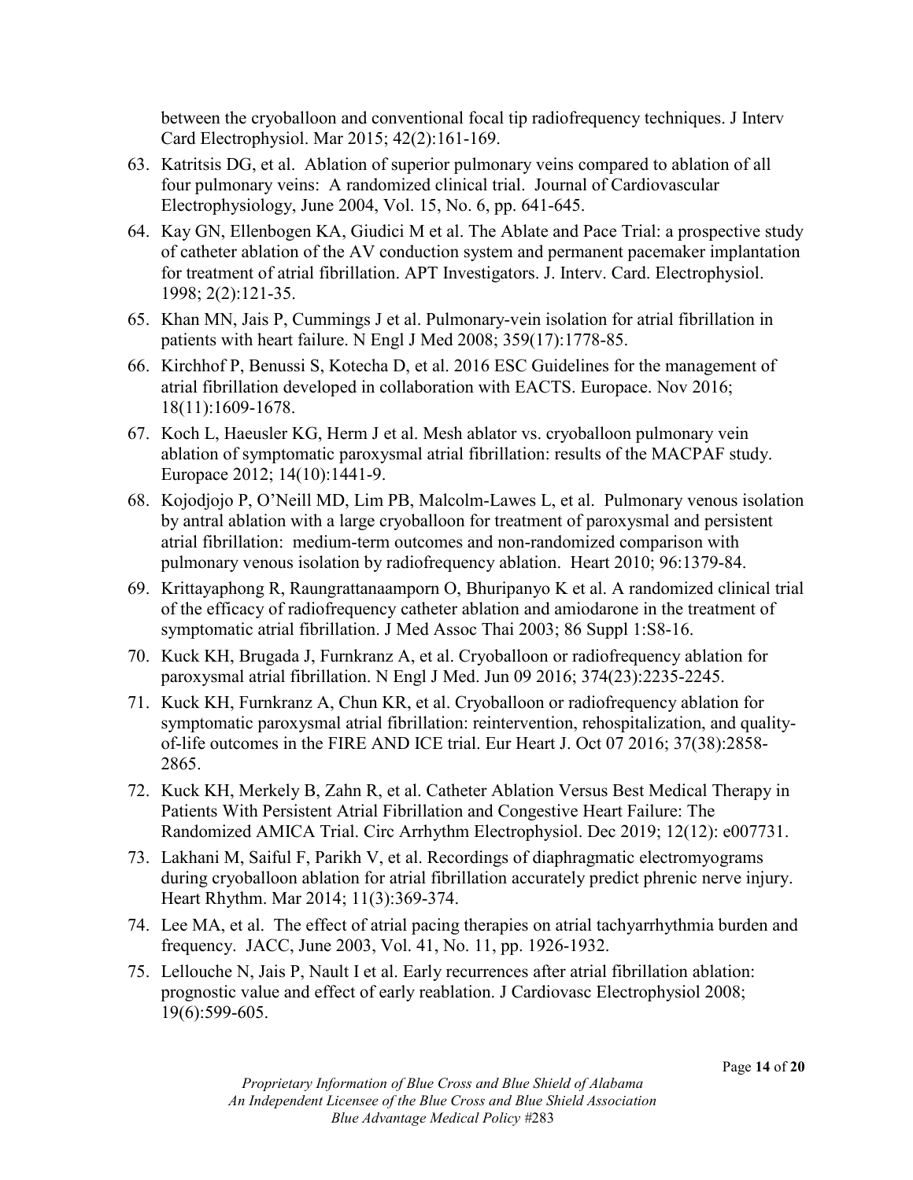between the cryoballoon and conventional focal tip radiofrequency techniques. J Interv Card Electrophysiol. Mar 2015; 42(2):161-169.

63. Katritsis DG, et al. Ablation of superior pulmonary veins compared to ablation of all four pulmonary veins: A randomized clinical trial. Journal of Cardiovascular Electrophysiology, June 2004, Vol. 15, No. 6, pp. 641-645.
64. Kay GN, Ellenbogen KA, Giudici M et al. The Ablate and Pace Trial: a prospective study of catheter ablation of the AV conduction system and permanent pacemaker implantation for treatment of atrial fibrillation. APT Investigators. J. Interv. Card. Electrophysiol. 1998; 2(2):121-35.
65. Khan MN, Jais P, Cummings J et al. Pulmonary-vein isolation for atrial fibrillation in patients with heart failure. N Engl J Med 2008; 359(17):1778-85.
66. Kirchhof P, Benussi S, Kotecha D, et al. 2016 ESC Guidelines for the management of atrial fibrillation developed in collaboration with EACTS. Europace. Nov 2016; 18(11):1609-1678.
67. Koch L, Haeusler KG, Herm J et al. Mesh ablator vs. cryoballoon pulmonary vein ablation of symptomatic paroxysmal atrial fibrillation: results of the MACPAF study. Europace 2012; 14(10):1441-9.
68. Kojodjojo P, O'Neill MD, Lim PB, Malcolm-Lawes L, et al. Pulmonary venous isolation by antral ablation with a large cryoballoon for treatment of paroxysmal and persistent atrial fibrillation: medium-term outcomes and non-randomized comparison with pulmonary venous isolation by radiofrequency ablation. Heart 2010; 96:1379-84.
69. Krittayaphong R, Raungrattanaamporn O, Bhuripanyo K et al. A randomized clinical trial of the efficacy of radiofrequency catheter ablation and amiodarone in the treatment of symptomatic atrial fibrillation. J Med Assoc Thai 2003; 86 Suppl 1:S8-16.
70. Kuck KH, Brugada J, Furnkranz A, et al. Cryoballoon or radiofrequency ablation for paroxysmal atrial fibrillation. N Engl J Med. Jun 09 2016; 374(23):2235-2245.
71. Kuck KH, Furnkranz A, Chun KR, et al. Cryoballoon or radiofrequency ablation for symptomatic paroxysmal atrial fibrillation: reintervention, rehospitalization, and quality-of-life outcomes in the FIRE AND ICE trial. Eur Heart J. Oct 07 2016; 37(38):2858-2865.
72. Kuck KH, Merkely B, Zahn R, et al. Catheter Ablation Versus Best Medical Therapy in Patients With Persistent Atrial Fibrillation and Congestive Heart Failure: The Randomized AMICA Trial. Circ Arrhythm Electrophysiol. Dec 2019; 12(12): e007731.
73. Lakhani M, Saiful F, Parikh V, et al. Recordings of diaphragmatic electromyograms during cryoballoon ablation for atrial fibrillation accurately predict phrenic nerve injury. Heart Rhythm. Mar 2014; 11(3):369-374.
74. Lee MA, et al. The effect of atrial pacing therapies on atrial tachyarrhythmia burden and frequency. JACC, June 2003, Vol. 41, No. 11, pp. 1926-1932.
75. Lellouche N, Jais P, Nault I et al. Early recurrences after atrial fibrillation ablation: prognostic value and effect of early reablation. J Cardiovasc Electrophysiol 2008; 19(6):599-605.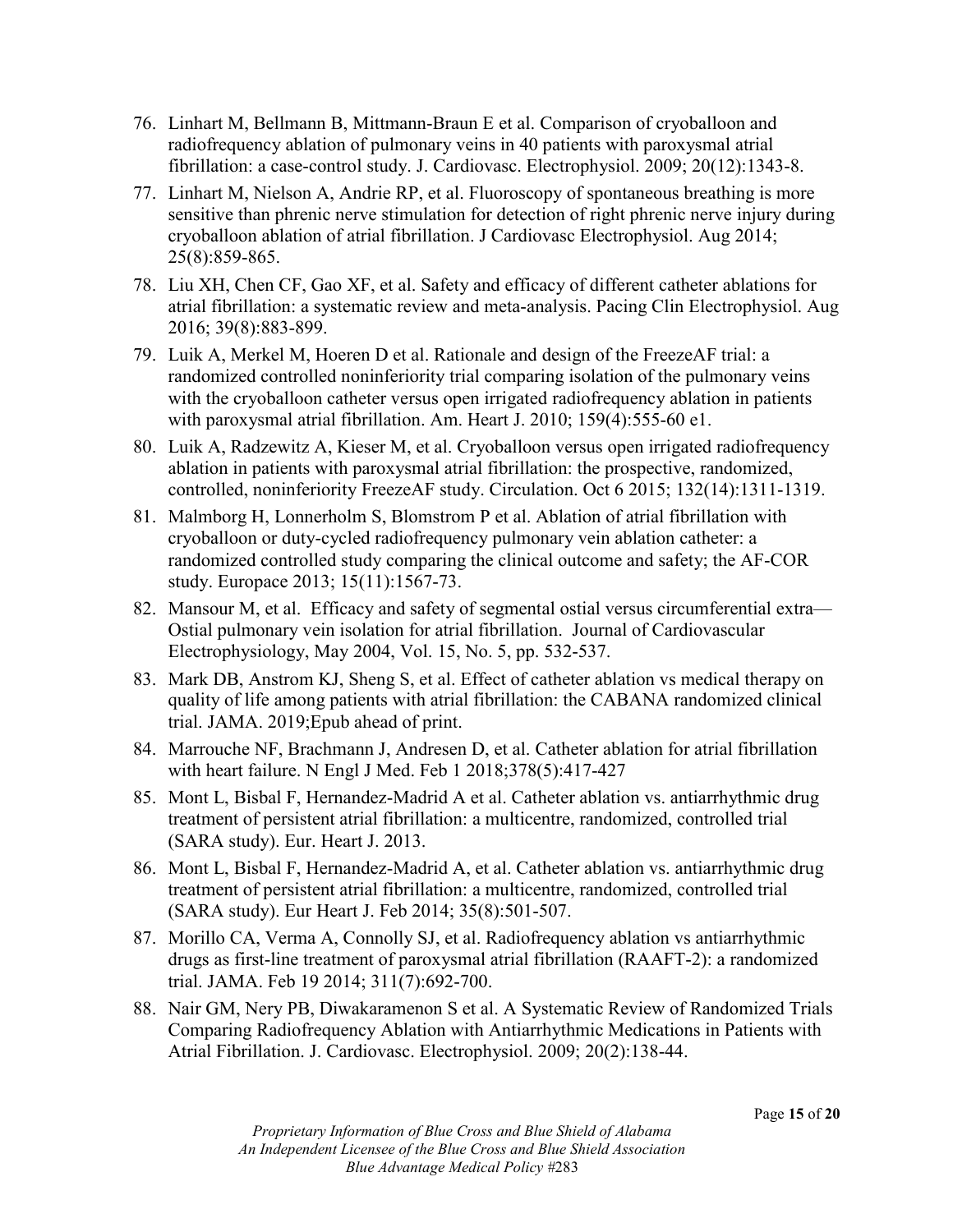76. Linhart M, Bellmann B, Mittmann-Braun E et al. Comparison of cryoballoon and radiofrequency ablation of pulmonary veins in 40 patients with paroxysmal atrial fibrillation: a case-control study. J. Cardiovasc. Electrophysiol. 2009; 20(12):1343-8.
77. Linhart M, Nielson A, Andrie RP, et al. Fluoroscopy of spontaneous breathing is more sensitive than phrenic nerve stimulation for detection of right phrenic nerve injury during cryoballoon ablation of atrial fibrillation. J Cardiovasc Electrophysiol. Aug 2014; 25(8):859-865.
78. Liu XH, Chen CF, Gao XF, et al. Safety and efficacy of different catheter ablations for atrial fibrillation: a systematic review and meta-analysis. Pacing Clin Electrophysiol. Aug 2016; 39(8):883-899.
79. Luik A, Merkel M, Hoeren D et al. Rationale and design of the FreezeAF trial: a randomized controlled noninferiority trial comparing isolation of the pulmonary veins with the cryoballoon catheter versus open irrigated radiofrequency ablation in patients with paroxysmal atrial fibrillation. Am. Heart J. 2010; 159(4):555-60 e1.
80. Luik A, Radzewitz A, Kieser M, et al. Cryoballoon versus open irrigated radiofrequency ablation in patients with paroxysmal atrial fibrillation: the prospective, randomized, controlled, noninferiority FreezeAF study. Circulation. Oct 6 2015; 132(14):1311-1319.
81. Malmborg H, Lonnerholm S, Blomstrom P et al. Ablation of atrial fibrillation with cryoballoon or duty-cycled radiofrequency pulmonary vein ablation catheter: a randomized controlled study comparing the clinical outcome and safety; the AF-COR study. Europace 2013; 15(11):1567-73.
82. Mansour M, et al. Efficacy and safety of segmental ostial versus circumferential extra—Ostial pulmonary vein isolation for atrial fibrillation. Journal of Cardiovascular Electrophysiology, May 2004, Vol. 15, No. 5, pp. 532-537.
83. Mark DB, Anstrom KJ, Sheng S, et al. Effect of catheter ablation vs medical therapy on quality of life among patients with atrial fibrillation: the CABANA randomized clinical trial. JAMA. 2019;Epub ahead of print.
84. Marrouche NF, Brachmann J, Andresen D, et al. Catheter ablation for atrial fibrillation with heart failure. N Engl J Med. Feb 1 2018;378(5):417-427
85. Mont L, Bisbal F, Hernandez-Madrid A et al. Catheter ablation vs. antiarrhythmic drug treatment of persistent atrial fibrillation: a multicentre, randomized, controlled trial (SARA study). Eur. Heart J. 2013.
86. Mont L, Bisbal F, Hernandez-Madrid A, et al. Catheter ablation vs. antiarrhythmic drug treatment of persistent atrial fibrillation: a multicentre, randomized, controlled trial (SARA study). Eur Heart J. Feb 2014; 35(8):501-507.
87. Morillo CA, Verma A, Connolly SJ, et al. Radiofrequency ablation vs antiarrhythmic drugs as first-line treatment of paroxysmal atrial fibrillation (RAAFT-2): a randomized trial. JAMA. Feb 19 2014; 311(7):692-700.
88. Nair GM, Nery PB, Diwakaramenon S et al. A Systematic Review of Randomized Trials Comparing Radiofrequency Ablation with Antiarrhythmic Medications in Patients with Atrial Fibrillation. J. Cardiovasc. Electrophysiol. 2009; 20(2):138-44.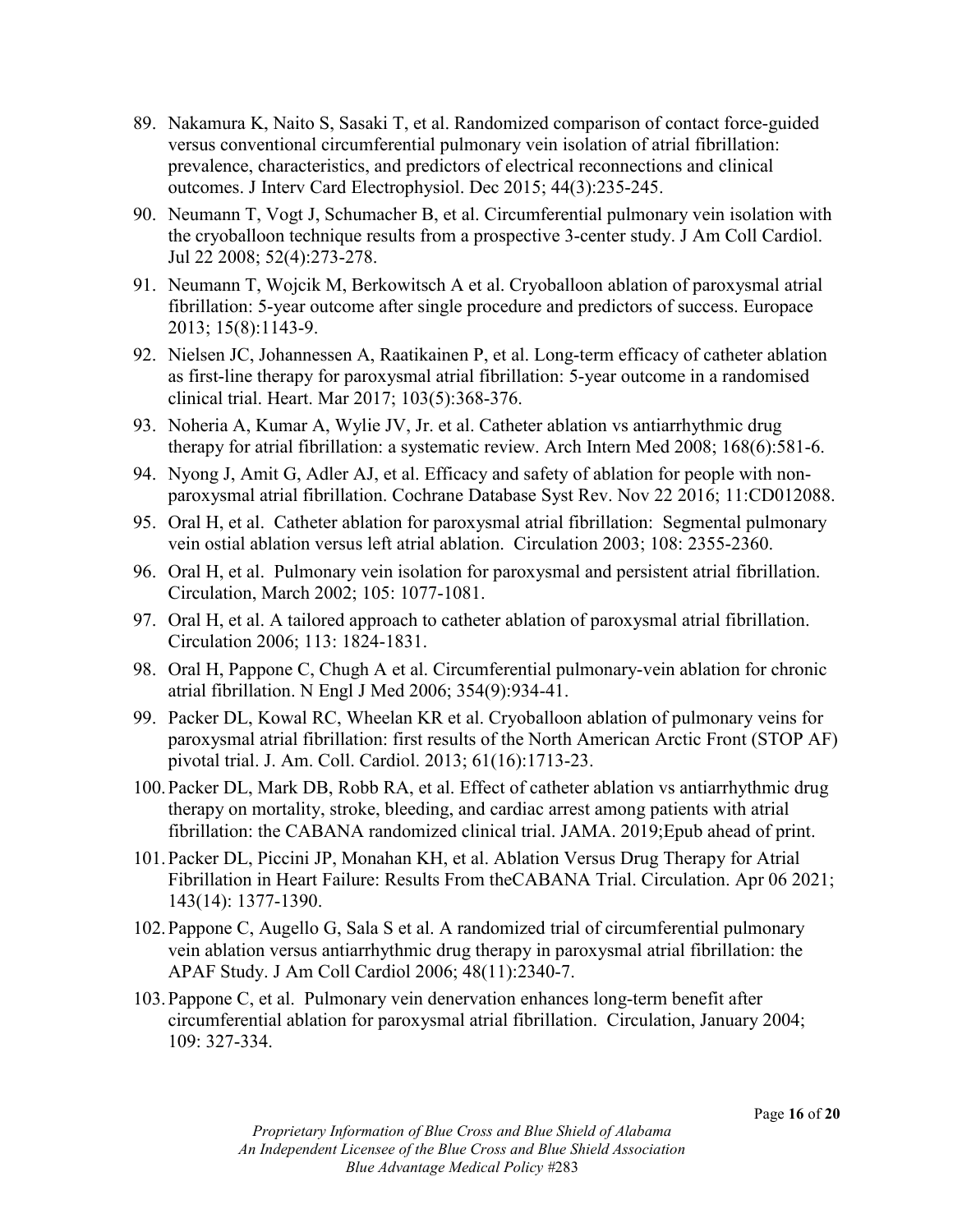89. Nakamura K, Naito S, Sasaki T, et al. Randomized comparison of contact force-guided versus conventional circumferential pulmonary vein isolation of atrial fibrillation: prevalence, characteristics, and predictors of electrical reconnections and clinical outcomes. J Interv Card Electrophysiol. Dec 2015; 44(3):235-245.
90. Neumann T, Vogt J, Schumacher B, et al. Circumferential pulmonary vein isolation with the cryoballoon technique results from a prospective 3-center study. J Am Coll Cardiol. Jul 22 2008; 52(4):273-278.
91. Neumann T, Wojcik M, Berkowitsch A et al. Cryoballoon ablation of paroxysmal atrial fibrillation: 5-year outcome after single procedure and predictors of success. Europace 2013; 15(8):1143-9.
92. Nielsen JC, Johannessen A, Raatikainen P, et al. Long-term efficacy of catheter ablation as first-line therapy for paroxysmal atrial fibrillation: 5-year outcome in a randomised clinical trial. Heart. Mar 2017; 103(5):368-376.
93. Noheria A, Kumar A, Wylie JV, Jr. et al. Catheter ablation vs antiarrhythmic drug therapy for atrial fibrillation: a systematic review. Arch Intern Med 2008; 168(6):581-6.
94. Nyong J, Amit G, Adler AJ, et al. Efficacy and safety of ablation for people with non-paroxysmal atrial fibrillation. Cochrane Database Syst Rev. Nov 22 2016; 11:CD012088.
95. Oral H, et al. Catheter ablation for paroxysmal atrial fibrillation: Segmental pulmonary vein ostial ablation versus left atrial ablation. Circulation 2003; 108: 2355-2360.
96. Oral H, et al. Pulmonary vein isolation for paroxysmal and persistent atrial fibrillation. Circulation, March 2002; 105: 1077-1081.
97. Oral H, et al. A tailored approach to catheter ablation of paroxysmal atrial fibrillation. Circulation 2006; 113: 1824-1831.
98. Oral H, Pappone C, Chugh A et al. Circumferential pulmonary-vein ablation for chronic atrial fibrillation. N Engl J Med 2006; 354(9):934-41.
99. Packer DL, Kowal RC, Wheelan KR et al. Cryoballoon ablation of pulmonary veins for paroxysmal atrial fibrillation: first results of the North American Arctic Front (STOP AF) pivotal trial. J. Am. Coll. Cardiol. 2013; 61(16):1713-23.
100. Packer DL, Mark DB, Robb RA, et al. Effect of catheter ablation vs antiarrhythmic drug therapy on mortality, stroke, bleeding, and cardiac arrest among patients with atrial fibrillation: the CABANA randomized clinical trial. JAMA. 2019;Epub ahead of print.
101. Packer DL, Piccini JP, Monahan KH, et al. Ablation Versus Drug Therapy for Atrial Fibrillation in Heart Failure: Results From theCABANA Trial. Circulation. Apr 06 2021; 143(14): 1377-1390.
102. Pappone C, Augello G, Sala S et al. A randomized trial of circumferential pulmonary vein ablation versus antiarrhythmic drug therapy in paroxysmal atrial fibrillation: the APAF Study. J Am Coll Cardiol 2006; 48(11):2340-7.
103. Pappone C, et al. Pulmonary vein denervation enhances long-term benefit after circumferential ablation for paroxysmal atrial fibrillation. Circulation, January 2004; 109: 327-334.

*Proprietary Information of Blue Cross and Blue Shield of Alabama*
*An Independent Licensee of the Blue Cross and Blue Shield Association*
*Blue Advantage Medical Policy #283*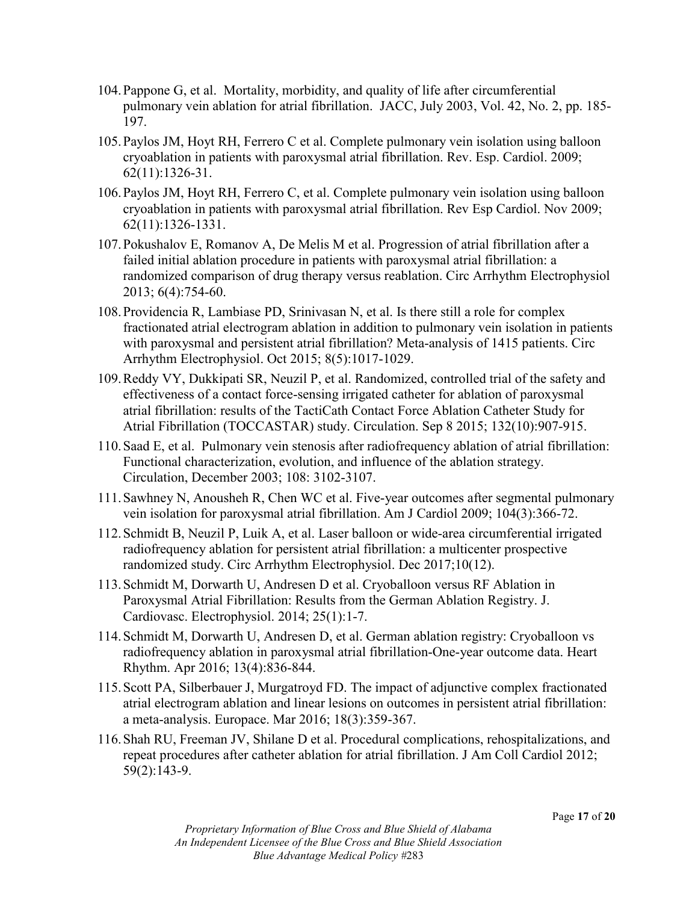104. Pappone G, et al. Mortality, morbidity, and quality of life after circumferential pulmonary vein ablation for atrial fibrillation. JACC, July 2003, Vol. 42, No. 2, pp. 185-197.

105. Paylos JM, Hoyt RH, Ferrero C et al. Complete pulmonary vein isolation using balloon cryoablation in patients with paroxysmal atrial fibrillation. Rev. Esp. Cardiol. 2009; 62(11):1326-31.

106. Paylos JM, Hoyt RH, Ferrero C, et al. Complete pulmonary vein isolation using balloon cryoablation in patients with paroxysmal atrial fibrillation. Rev Esp Cardiol. Nov 2009; 62(11):1326-1331.

107. Pokushalov E, Romanov A, De Melis M et al. Progression of atrial fibrillation after a failed initial ablation procedure in patients with paroxysmal atrial fibrillation: a randomized comparison of drug therapy versus reablation. Circ Arrhythm Electrophysiol 2013; 6(4):754-60.

108. Providencia R, Lambiase PD, Srinivasan N, et al. Is there still a role for complex fractionated atrial electrogram ablation in addition to pulmonary vein isolation in patients with paroxysmal and persistent atrial fibrillation? Meta-analysis of 1415 patients. Circ Arrhythm Electrophysiol. Oct 2015; 8(5):1017-1029.

109. Reddy VY, Dukkipati SR, Neuzil P, et al. Randomized, controlled trial of the safety and effectiveness of a contact force-sensing irrigated catheter for ablation of paroxysmal atrial fibrillation: results of the TactiCath Contact Force Ablation Catheter Study for Atrial Fibrillation (TOCCASTAR) study. Circulation. Sep 8 2015; 132(10):907-915.

110. Saad E, et al. Pulmonary vein stenosis after radiofrequency ablation of atrial fibrillation: Functional characterization, evolution, and influence of the ablation strategy. Circulation, December 2003; 108: 3102-3107.

111. Sawhney N, Anousheh R, Chen WC et al. Five-year outcomes after segmental pulmonary vein isolation for paroxysmal atrial fibrillation. Am J Cardiol 2009; 104(3):366-72.

112. Schmidt B, Neuzil P, Luik A, et al. Laser balloon or wide-area circumferential irrigated radiofrequency ablation for persistent atrial fibrillation: a multicenter prospective randomized study. Circ Arrhythm Electrophysiol. Dec 2017;10(12).

113. Schmidt M, Dorwarth U, Andresen D et al. Cryoballoon versus RF Ablation in Paroxysmal Atrial Fibrillation: Results from the German Ablation Registry. J. Cardiovasc. Electrophysiol. 2014; 25(1):1-7.

114. Schmidt M, Dorwarth U, Andresen D, et al. German ablation registry: Cryoballoon vs radiofrequency ablation in paroxysmal atrial fibrillation-One-year outcome data. Heart Rhythm. Apr 2016; 13(4):836-844.

115. Scott PA, Silberbauer J, Murgatroyd FD. The impact of adjunctive complex fractionated atrial electrogram ablation and linear lesions on outcomes in persistent atrial fibrillation: a meta-analysis. Europace. Mar 2016; 18(3):359-367.

116. Shah RU, Freeman JV, Shilane D et al. Procedural complications, rehospitalizations, and repeat procedures after catheter ablation for atrial fibrillation. J Am Coll Cardiol 2012; 59(2):143-9.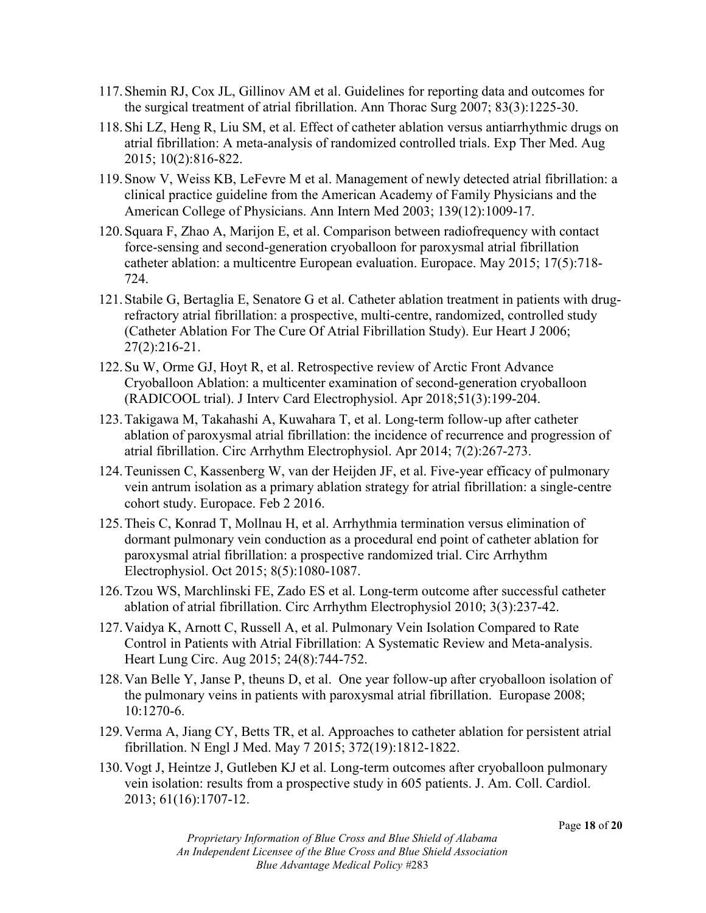117. Shemin RJ, Cox JL, Gillinov AM et al. Guidelines for reporting data and outcomes for the surgical treatment of atrial fibrillation. Ann Thorac Surg 2007; 83(3):1225-30.
118. Shi LZ, Heng R, Liu SM, et al. Effect of catheter ablation versus antiarrhythmic drugs on atrial fibrillation: A meta-analysis of randomized controlled trials. Exp Ther Med. Aug 2015; 10(2):816-822.
119. Snow V, Weiss KB, LeFevre M et al. Management of newly detected atrial fibrillation: a clinical practice guideline from the American Academy of Family Physicians and the American College of Physicians. Ann Intern Med 2003; 139(12):1009-17.
120. Squara F, Zhao A, Marijon E, et al. Comparison between radiofrequency with contact force-sensing and second-generation cryoballoon for paroxysmal atrial fibrillation catheter ablation: a multicentre European evaluation. Europace. May 2015; 17(5):718-724.
121. Stabile G, Bertaglia E, Senatore G et al. Catheter ablation treatment in patients with drug-refractory atrial fibrillation: a prospective, multi-centre, randomized, controlled study (Catheter Ablation For The Cure Of Atrial Fibrillation Study). Eur Heart J 2006; 27(2):216-21.
122. Su W, Orme GJ, Hoyt R, et al. Retrospective review of Arctic Front Advance Cryoballoon Ablation: a multicenter examination of second-generation cryoballoon (RADICOOL trial). J Interv Card Electrophysiol. Apr 2018;51(3):199-204.
123. Takigawa M, Takahashi A, Kuwahara T, et al. Long-term follow-up after catheter ablation of paroxysmal atrial fibrillation: the incidence of recurrence and progression of atrial fibrillation. Circ Arrhythm Electrophysiol. Apr 2014; 7(2):267-273.
124. Teunissen C, Kassenberg W, van der Heijden JF, et al. Five-year efficacy of pulmonary vein antrum isolation as a primary ablation strategy for atrial fibrillation: a single-centre cohort study. Europace. Feb 2 2016.
125. Theis C, Konrad T, Mollnau H, et al. Arrhythmia termination versus elimination of dormant pulmonary vein conduction as a procedural end point of catheter ablation for paroxysmal atrial fibrillation: a prospective randomized trial. Circ Arrhythm Electrophysiol. Oct 2015; 8(5):1080-1087.
126. Tzou WS, Marchlinski FE, Zado ES et al. Long-term outcome after successful catheter ablation of atrial fibrillation. Circ Arrhythm Electrophysiol 2010; 3(3):237-42.
127. Vaidya K, Arnott C, Russell A, et al. Pulmonary Vein Isolation Compared to Rate Control in Patients with Atrial Fibrillation: A Systematic Review and Meta-analysis. Heart Lung Circ. Aug 2015; 24(8):744-752.
128. Van Belle Y, Janse P, theuns D, et al. One year follow-up after cryoballoon isolation of the pulmonary veins in patients with paroxysmal atrial fibrillation. Europase 2008; 10:1270-6.
129. Verma A, Jiang CY, Betts TR, et al. Approaches to catheter ablation for persistent atrial fibrillation. N Engl J Med. May 7 2015; 372(19):1812-1822.
130. Vogt J, Heintze J, Gutleben KJ et al. Long-term outcomes after cryoballoon pulmonary vein isolation: results from a prospective study in 605 patients. J. Am. Coll. Cardiol. 2013; 61(16):1707-12.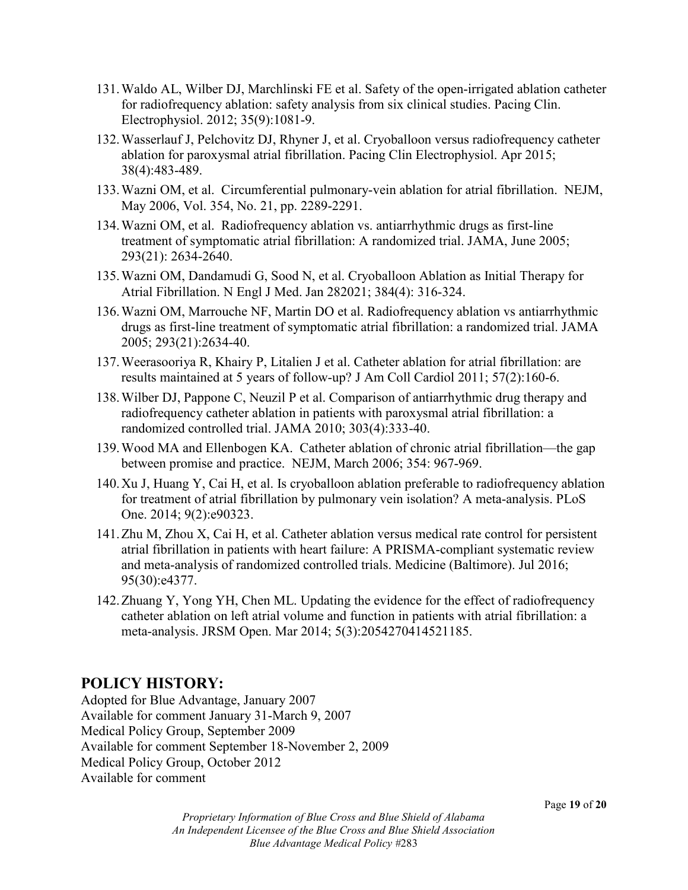131. Waldo AL, Wilber DJ, Marchlinski FE et al. Safety of the open-irrigated ablation catheter for radiofrequency ablation: safety analysis from six clinical studies. Pacing Clin. Electrophysiol. 2012; 35(9):1081-9.
132. Wasserlauf J, Pelchovitz DJ, Rhyner J, et al. Cryoballoon versus radiofrequency catheter ablation for paroxysmal atrial fibrillation. Pacing Clin Electrophysiol. Apr 2015; 38(4):483-489.
133. Wazni OM, et al. Circumferential pulmonary-vein ablation for atrial fibrillation. NEJM, May 2006, Vol. 354, No. 21, pp. 2289-2291.
134. Wazni OM, et al. Radiofrequency ablation vs. antiarrhythmic drugs as first-line treatment of symptomatic atrial fibrillation: A randomized trial. JAMA, June 2005; 293(21): 2634-2640.
135. Wazni OM, Dandamudi G, Sood N, et al. Cryoballoon Ablation as Initial Therapy for Atrial Fibrillation. N Engl J Med. Jan 282021; 384(4): 316-324.
136. Wazni OM, Marrouche NF, Martin DO et al. Radiofrequency ablation vs antiarrhythmic drugs as first-line treatment of symptomatic atrial fibrillation: a randomized trial. JAMA 2005; 293(21):2634-40.
137. Weerasooriya R, Khairy P, Litalien J et al. Catheter ablation for atrial fibrillation: are results maintained at 5 years of follow-up? J Am Coll Cardiol 2011; 57(2):160-6.
138. Wilber DJ, Pappone C, Neuzil P et al. Comparison of antiarrhythmic drug therapy and radiofrequency catheter ablation in patients with paroxysmal atrial fibrillation: a randomized controlled trial. JAMA 2010; 303(4):333-40.
139. Wood MA and Ellenbogen KA. Catheter ablation of chronic atrial fibrillation—the gap between promise and practice. NEJM, March 2006; 354: 967-969.
140. Xu J, Huang Y, Cai H, et al. Is cryoballoon ablation preferable to radiofrequency ablation for treatment of atrial fibrillation by pulmonary vein isolation? A meta-analysis. PLoS One. 2014; 9(2):e90323.
141. Zhu M, Zhou X, Cai H, et al. Catheter ablation versus medical rate control for persistent atrial fibrillation in patients with heart failure: A PRISMA-compliant systematic review and meta-analysis of randomized controlled trials. Medicine (Baltimore). Jul 2016; 95(30):e4377.
142. Zhuang Y, Yong YH, Chen ML. Updating the evidence for the effect of radiofrequency catheter ablation on left atrial volume and function in patients with atrial fibrillation: a meta-analysis. JRSM Open. Mar 2014; 5(3):2054270414521185.

## POLICY HISTORY:

Adopted for Blue Advantage, January 2007
Available for comment January 31-March 9, 2007
Medical Policy Group, September 2009
Available for comment September 18-November 2, 2009
Medical Policy Group, October 2012
Available for comment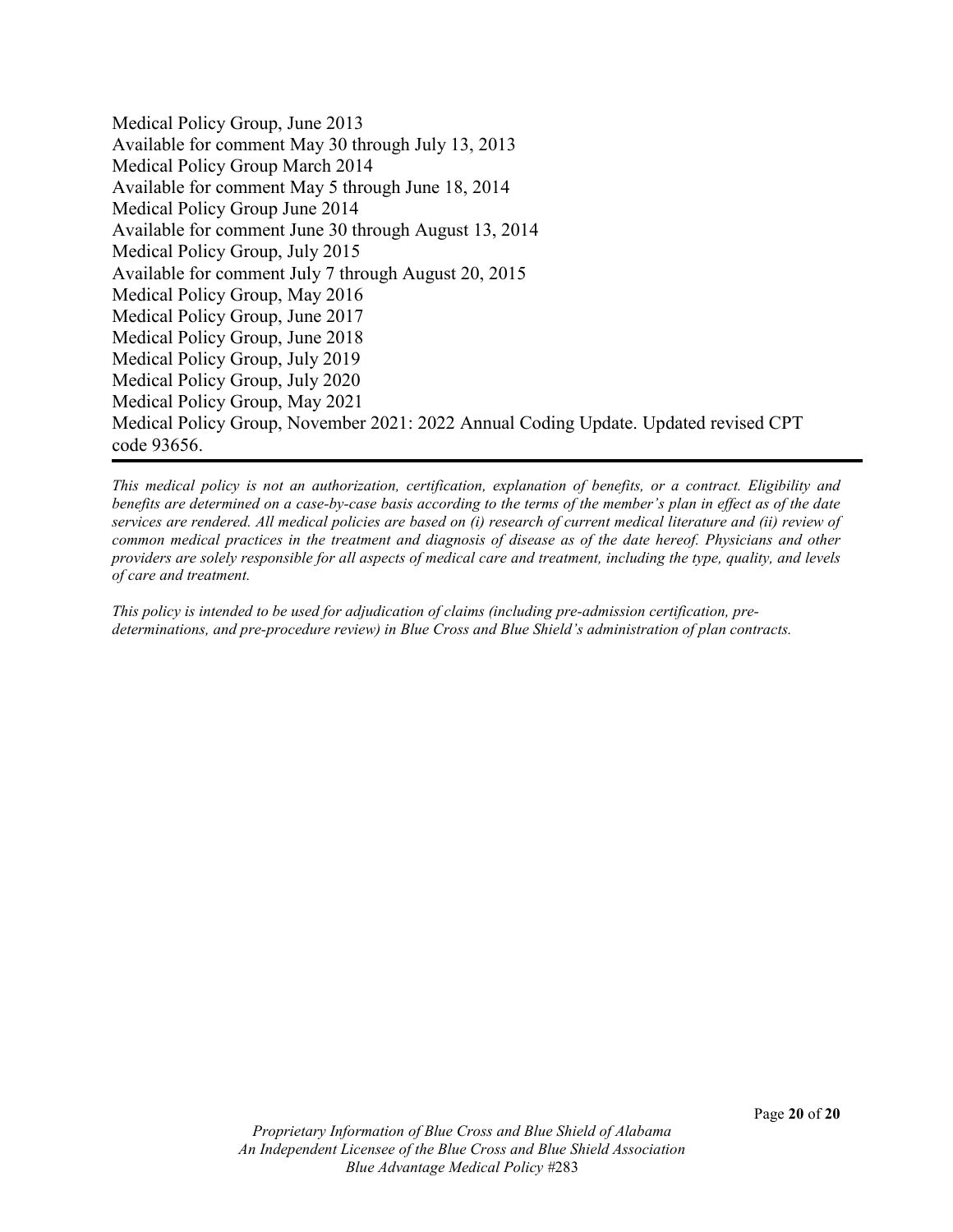Medical Policy Group, June 2013
Available for comment May 30 through July 13, 2013
Medical Policy Group March 2014
Available for comment May 5 through June 18, 2014
Medical Policy Group June 2014
Available for comment June 30 through August 13, 2014
Medical Policy Group, July 2015
Available for comment July 7 through August 20, 2015
Medical Policy Group, May 2016
Medical Policy Group, June 2017
Medical Policy Group, June 2018
Medical Policy Group, July 2019
Medical Policy Group, July 2020
Medical Policy Group, May 2021
Medical Policy Group, November 2021: 2022 Annual Coding Update. Updated revised CPT code 93656.

---

*This medical policy is not an authorization, certification, explanation of benefits, or a contract. Eligibility and benefits are determined on a case-by-case basis according to the terms of the member's plan in effect as of the date services are rendered. All medical policies are based on (i) research of current medical literature and (ii) review of common medical practices in the treatment and diagnosis of disease as of the date hereof. Physicians and other providers are solely responsible for all aspects of medical care and treatment, including the type, quality, and levels of care and treatment.*

*This policy is intended to be used for adjudication of claims (including pre-admission certification, pre-determinations, and pre-procedure review) in Blue Cross and Blue Shield's administration of plan contracts.*